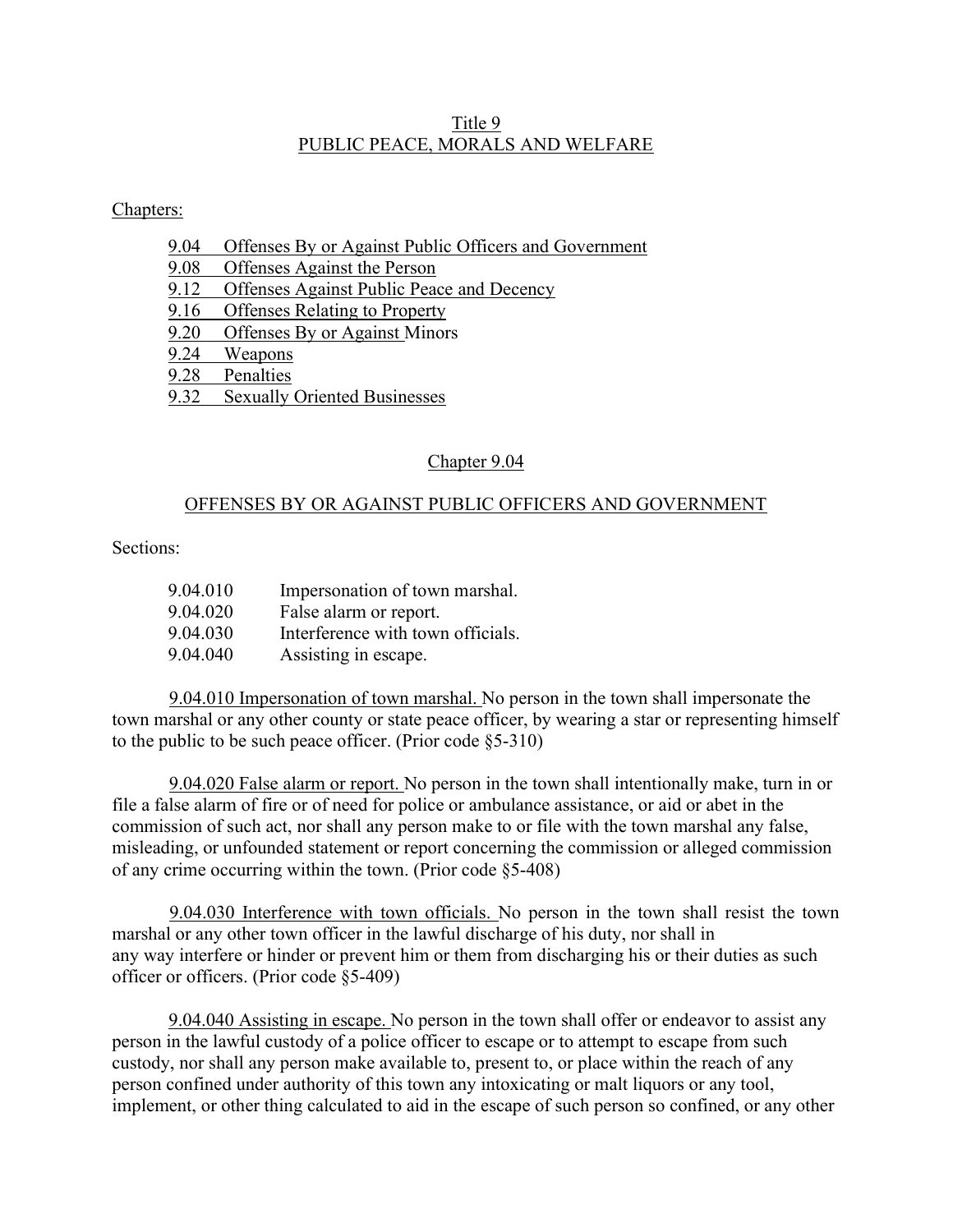# Title 9
# PUBLIC PEACE, MORALS AND WELFARE

Chapters:

- 9.04 Offenses By or Against Public Officers and Government
- 9.08 Offenses Against the Person
- 9.12 Offenses Against Public Peace and Decency
- 9.16 Offenses Relating to Property
- 9.20 Offenses By or Against Minors
- 9.24 Weapons
- 9.28 Penalties
- 9.32 Sexually Oriented Businesses

## Chapter 9.04

## OFFENSES BY OR AGAINST PUBLIC OFFICERS AND GOVERNMENT

Sections:

| | |
|---|---|
| 9.04.010 | Impersonation of town marshal. |
| 9.04.020 | False alarm or report. |
| 9.04.030 | Interference with town officials. |
| 9.04.040 | Assisting in escape. |

9.04.010 Impersonation of town marshal. No person in the town shall impersonate the town marshal or any other county or state peace officer, by wearing a star or representing himself to the public to be such peace officer. (Prior code §5-310)

9.04.020 False alarm or report. No person in the town shall intentionally make, turn in or file a false alarm of fire or of need for police or ambulance assistance, or aid or abet in the commission of such act, nor shall any person make to or file with the town marshal any false, misleading, or unfounded statement or report concerning the commission or alleged commission of any crime occurring within the town. (Prior code §5-408)

9.04.030 Interference with town officials. No person in the town shall resist the town marshal or any other town officer in the lawful discharge of his duty, nor shall in any way interfere or hinder or prevent him or them from discharging his or their duties as such officer or officers. (Prior code §5-409)

9.04.040 Assisting in escape. No person in the town shall offer or endeavor to assist any person in the lawful custody of a police officer to escape or to attempt to escape from such custody, nor shall any person make available to, present to, or place within the reach of any person confined under authority of this town any intoxicating or malt liquors or any tool, implement, or other thing calculated to aid in the escape of such person so confined, or any other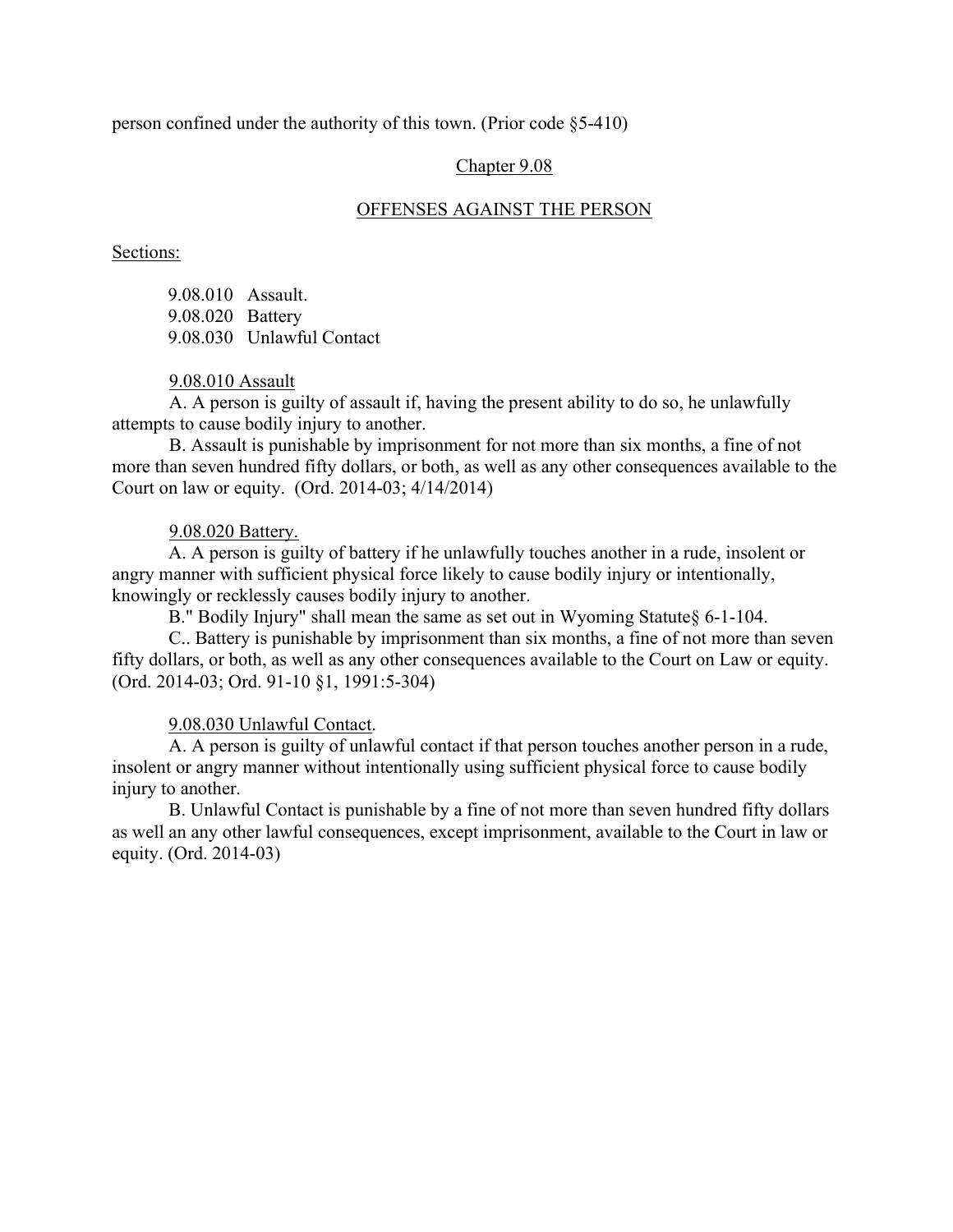person confined under the authority of this town. (Prior code §5-410)

## Chapter 9.08

## OFFENSES AGAINST THE PERSON

Sections:

9.08.010 Assault.
9.08.020 Battery
9.08.030 Unlawful Contact

### 9.08.010 Assault

A. A person is guilty of assault if, having the present ability to do so, he unlawfully attempts to cause bodily injury to another.

B. Assault is punishable by imprisonment for not more than six months, a fine of not more than seven hundred fifty dollars, or both, as well as any other consequences available to the Court on law or equity. (Ord. 2014-03; 4/14/2014)

### 9.08.020 Battery.

A. A person is guilty of battery if he unlawfully touches another in a rude, insolent or angry manner with sufficient physical force likely to cause bodily injury or intentionally, knowingly or recklessly causes bodily injury to another.

B." Bodily Injury" shall mean the same as set out in Wyoming Statute§ 6-1-104.

C.. Battery is punishable by imprisonment than six months, a fine of not more than seven fifty dollars, or both, as well as any other consequences available to the Court on Law or equity. (Ord. 2014-03; Ord. 91-10 §1, 1991:5-304)

### 9.08.030 Unlawful Contact.

A. A person is guilty of unlawful contact if that person touches another person in a rude, insolent or angry manner without intentionally using sufficient physical force to cause bodily injury to another.

B. Unlawful Contact is punishable by a fine of not more than seven hundred fifty dollars as well an any other lawful consequences, except imprisonment, available to the Court in law or equity. (Ord. 2014-03)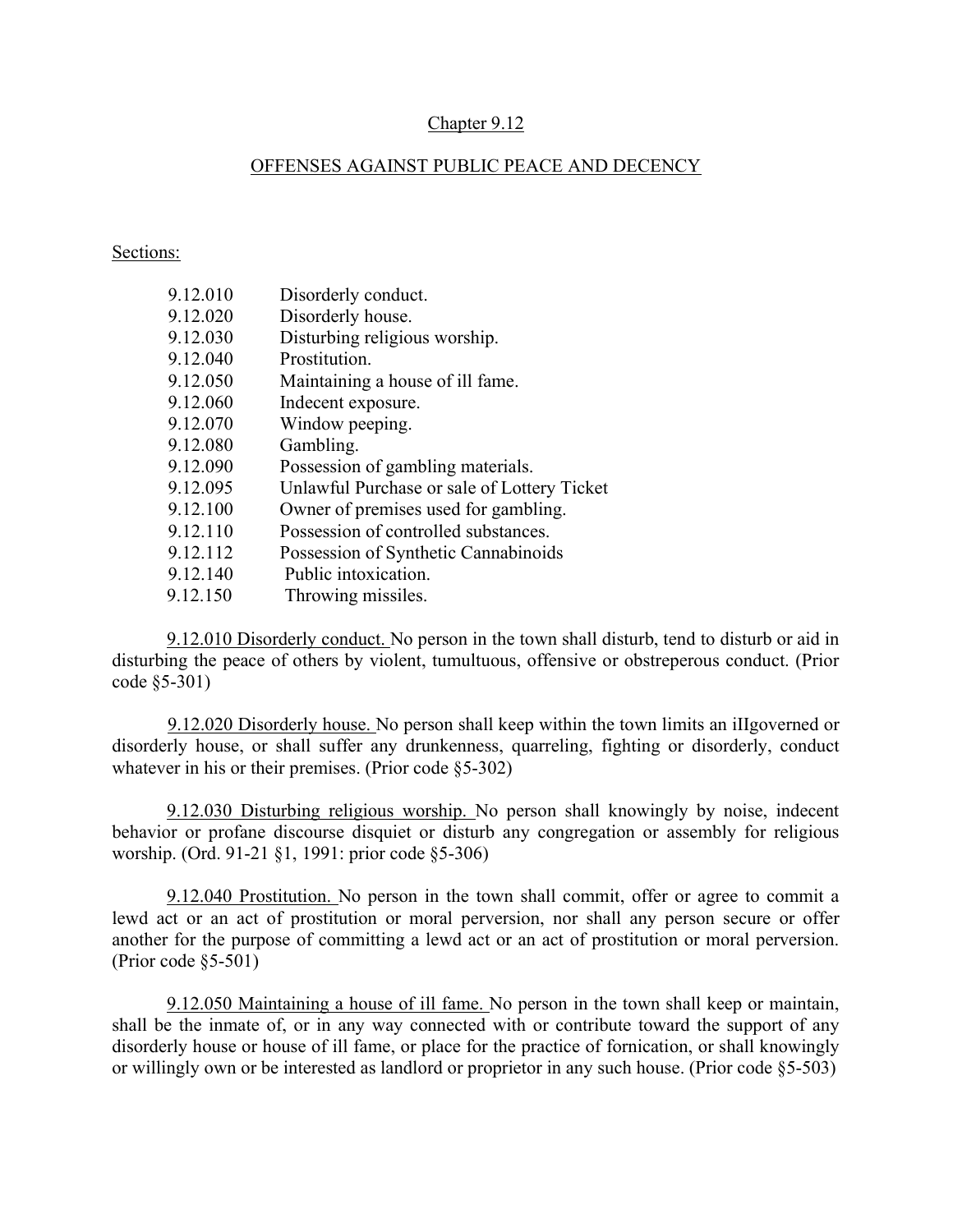## Chapter 9.12

## OFFENSES AGAINST PUBLIC PEACE AND DECENCY

Sections:

| | |
|---|---|
| 9.12.010 | Disorderly conduct. |
| 9.12.020 | Disorderly house. |
| 9.12.030 | Disturbing religious worship. |
| 9.12.040 | Prostitution. |
| 9.12.050 | Maintaining a house of ill fame. |
| 9.12.060 | Indecent exposure. |
| 9.12.070 | Window peeping. |
| 9.12.080 | Gambling. |
| 9.12.090 | Possession of gambling materials. |
| 9.12.095 | Unlawful Purchase or sale of Lottery Ticket |
| 9.12.100 | Owner of premises used for gambling. |
| 9.12.110 | Possession of controlled substances. |
| 9.12.112 | Possession of Synthetic Cannabinoids |
| 9.12.140 | Public intoxication. |
| 9.12.150 | Throwing missiles. |

9.12.010 Disorderly conduct. No person in the town shall disturb, tend to disturb or aid in disturbing the peace of others by violent, tumultuous, offensive or obstreperous conduct. (Prior code §5-301)

9.12.020 Disorderly house. No person shall keep within the town limits an iIlgoverned or disorderly house, or shall suffer any drunkenness, quarreling, fighting or disorderly, conduct whatever in his or their premises. (Prior code §5-302)

9.12.030 Disturbing religious worship. No person shall knowingly by noise, indecent behavior or profane discourse disquiet or disturb any congregation or assembly for religious worship. (Ord. 91-21 §1, 1991: prior code §5-306)

9.12.040 Prostitution. No person in the town shall commit, offer or agree to commit a lewd act or an act of prostitution or moral perversion, nor shall any person secure or offer another for the purpose of committing a lewd act or an act of prostitution or moral perversion. (Prior code §5-501)

9.12.050 Maintaining a house of ill fame. No person in the town shall keep or maintain, shall be the inmate of, or in any way connected with or contribute toward the support of any disorderly house or house of ill fame, or place for the practice of fornication, or shall knowingly or willingly own or be interested as landlord or proprietor in any such house. (Prior code §5-503)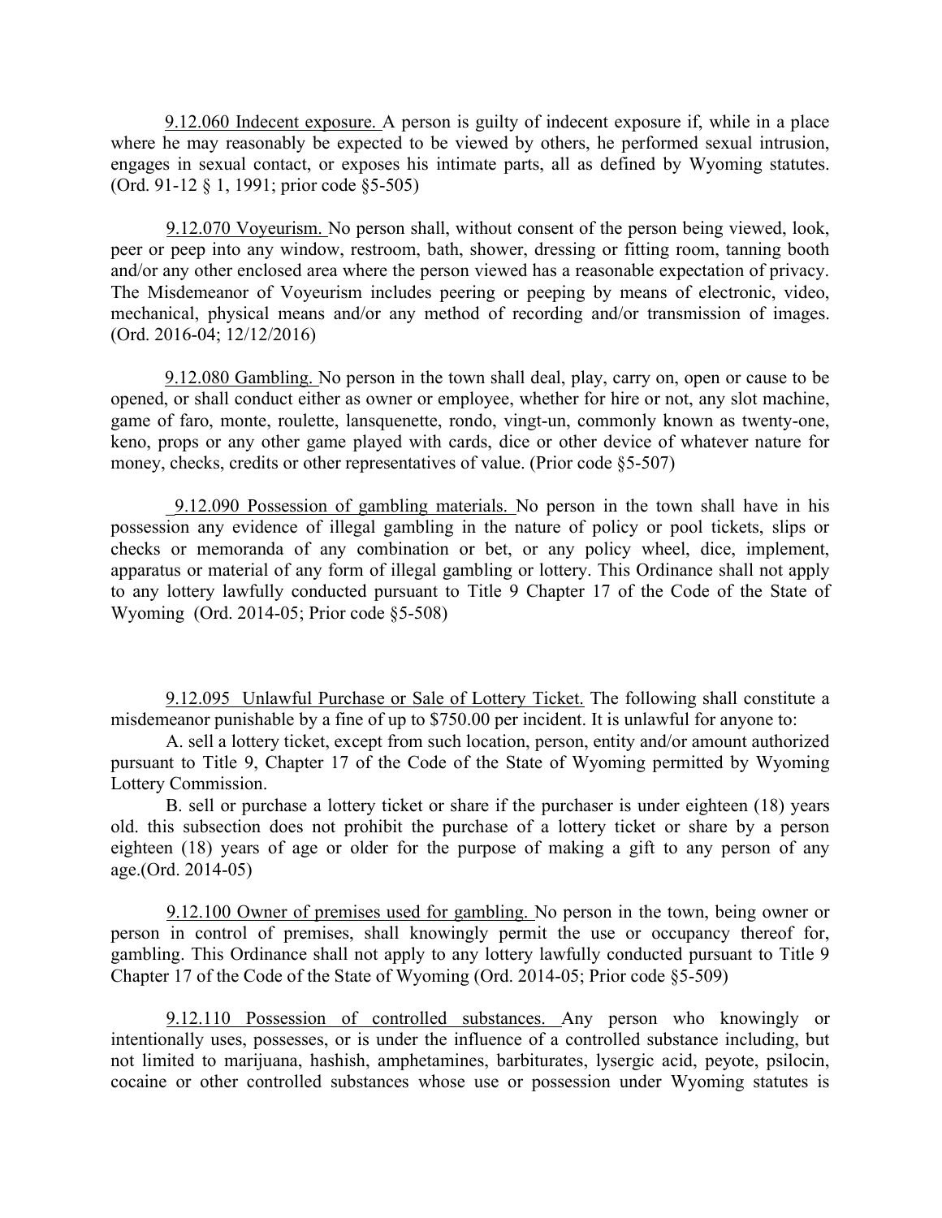9.12.060 Indecent exposure. A person is guilty of indecent exposure if, while in a place where he may reasonably be expected to be viewed by others, he performed sexual intrusion, engages in sexual contact, or exposes his intimate parts, all as defined by Wyoming statutes. (Ord. 91-12 § 1, 1991; prior code §5-505)

9.12.070 Voyeurism. No person shall, without consent of the person being viewed, look, peer or peep into any window, restroom, bath, shower, dressing or fitting room, tanning booth and/or any other enclosed area where the person viewed has a reasonable expectation of privacy. The Misdemeanor of Voyeurism includes peering or peeping by means of electronic, video, mechanical, physical means and/or any method of recording and/or transmission of images. (Ord. 2016-04; 12/12/2016)

9.12.080 Gambling. No person in the town shall deal, play, carry on, open or cause to be opened, or shall conduct either as owner or employee, whether for hire or not, any slot machine, game of faro, monte, roulette, lansquenette, rondo, vingt-un, commonly known as twenty-one, keno, props or any other game played with cards, dice or other device of whatever nature for money, checks, credits or other representatives of value. (Prior code §5-507)

9.12.090 Possession of gambling materials. No person in the town shall have in his possession any evidence of illegal gambling in the nature of policy or pool tickets, slips or checks or memoranda of any combination or bet, or any policy wheel, dice, implement, apparatus or material of any form of illegal gambling or lottery. This Ordinance shall not apply to any lottery lawfully conducted pursuant to Title 9 Chapter 17 of the Code of the State of Wyoming (Ord. 2014-05; Prior code §5-508)

9.12.095 Unlawful Purchase or Sale of Lottery Ticket. The following shall constitute a misdemeanor punishable by a fine of up to $750.00 per incident. It is unlawful for anyone to:

A. sell a lottery ticket, except from such location, person, entity and/or amount authorized pursuant to Title 9, Chapter 17 of the Code of the State of Wyoming permitted by Wyoming Lottery Commission.

B. sell or purchase a lottery ticket or share if the purchaser is under eighteen (18) years old. this subsection does not prohibit the purchase of a lottery ticket or share by a person eighteen (18) years of age or older for the purpose of making a gift to any person of any age.(Ord. 2014-05)

9.12.100 Owner of premises used for gambling. No person in the town, being owner or person in control of premises, shall knowingly permit the use or occupancy thereof for, gambling. This Ordinance shall not apply to any lottery lawfully conducted pursuant to Title 9 Chapter 17 of the Code of the State of Wyoming (Ord. 2014-05; Prior code §5-509)

9.12.110 Possession of controlled substances. Any person who knowingly or intentionally uses, possesses, or is under the influence of a controlled substance including, but not limited to marijuana, hashish, amphetamines, barbiturates, lysergic acid, peyote, psilocin, cocaine or other controlled substances whose use or possession under Wyoming statutes is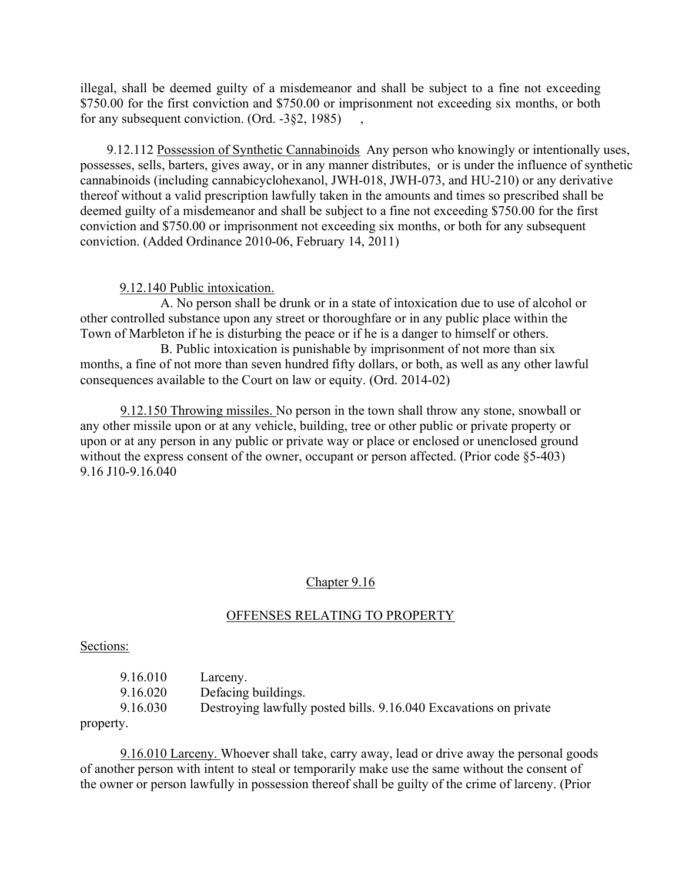illegal, shall be deemed guilty of a misdemeanor and shall be subject to a fine not exceeding $750.00 for the first conviction and $750.00 or imprisonment not exceeding six months, or both for any subsequent conviction. (Ord. -3§2, 1985) ,

9.12.112 Possession of Synthetic Cannabinoids Any person who knowingly or intentionally uses, possesses, sells, barters, gives away, or in any manner distributes, or is under the influence of synthetic cannabinoids (including cannabicyclohexanol, JWH-018, JWH-073, and HU-210) or any derivative thereof without a valid prescription lawfully taken in the amounts and times so prescribed shall be deemed guilty of a misdemeanor and shall be subject to a fine not exceeding $750.00 for the first conviction and $750.00 or imprisonment not exceeding six months, or both for any subsequent conviction. (Added Ordinance 2010-06, February 14, 2011)

9.12.140 Public intoxication.

A. No person shall be drunk or in a state of intoxication due to use of alcohol or other controlled substance upon any street or thoroughfare or in any public place within the Town of Marbleton if he is disturbing the peace or if he is a danger to himself or others.

B. Public intoxication is punishable by imprisonment of not more than six months, a fine of not more than seven hundred fifty dollars, or both, as well as any other lawful consequences available to the Court on law or equity. (Ord. 2014-02)

9.12.150 Throwing missiles. No person in the town shall throw any stone, snowball or any other missile upon or at any vehicle, building, tree or other public or private property or upon or at any person in any public or private way or place or enclosed or unenclosed ground without the express consent of the owner, occupant or person affected. (Prior code §5-403)
9.16 J10-9.16.040

## Chapter 9.16

## OFFENSES RELATING TO PROPERTY

Sections:

9.16.010 Larceny.
9.16.020 Defacing buildings.
9.16.030 Destroying lawfully posted bills. 9.16.040 Excavations on private property.

9.16.010 Larceny. Whoever shall take, carry away, lead or drive away the personal goods of another person with intent to steal or temporarily make use the same without the consent of the owner or person lawfully in possession thereof shall be guilty of the crime of larceny. (Prior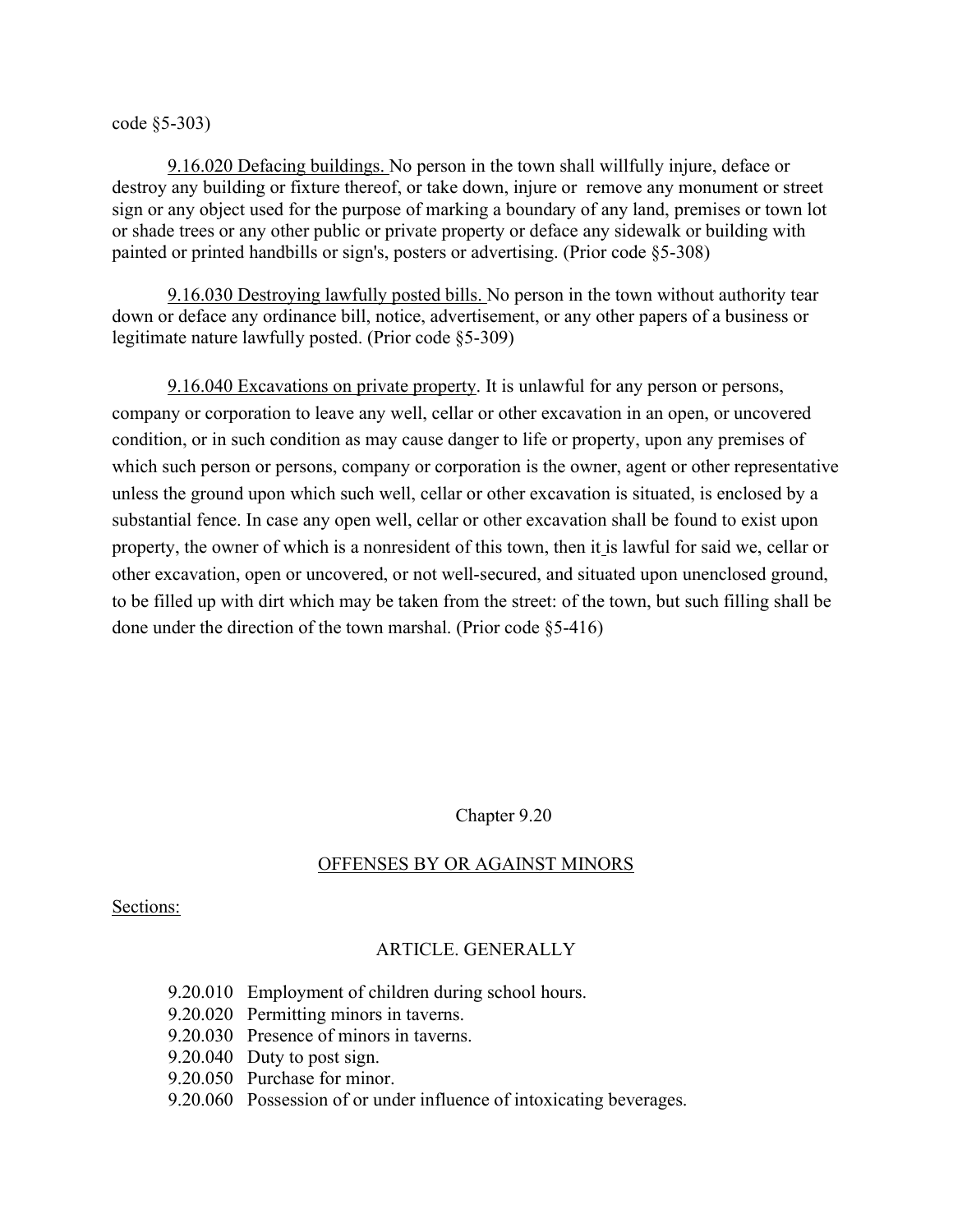code §5-303)

9.16.020 Defacing buildings. No person in the town shall willfully injure, deface or destroy any building or fixture thereof, or take down, injure or remove any monument or street sign or any object used for the purpose of marking a boundary of any land, premises or town lot or shade trees or any other public or private property or deface any sidewalk or building with painted or printed handbills or sign's, posters or advertising. (Prior code §5-308)

9.16.030 Destroying lawfully posted bills. No person in the town without authority tear down or deface any ordinance bill, notice, advertisement, or any other papers of a business or legitimate nature lawfully posted. (Prior code §5-309)

9.16.040 Excavations on private property. It is unlawful for any person or persons, company or corporation to leave any well, cellar or other excavation in an open, or uncovered condition, or in such condition as may cause danger to life or property, upon any premises of which such person or persons, company or corporation is the owner, agent or other representative unless the ground upon which such well, cellar or other excavation is situated, is enclosed by a substantial fence. In case any open well, cellar or other excavation shall be found to exist upon property, the owner of which is a nonresident of this town, then it is lawful for said we, cellar or other excavation, open or uncovered, or not well-secured, and situated upon unenclosed ground, to be filled up with dirt which may be taken from the street: of the town, but such filling shall be done under the direction of the town marshal. (Prior code §5-416)

## Chapter 9.20

## OFFENSES BY OR AGAINST MINORS

Sections:

### ARTICLE. GENERALLY

9.20.010 Employment of children during school hours.
9.20.020 Permitting minors in taverns.
9.20.030 Presence of minors in taverns.
9.20.040 Duty to post sign.
9.20.050 Purchase for minor.
9.20.060 Possession of or under influence of intoxicating beverages.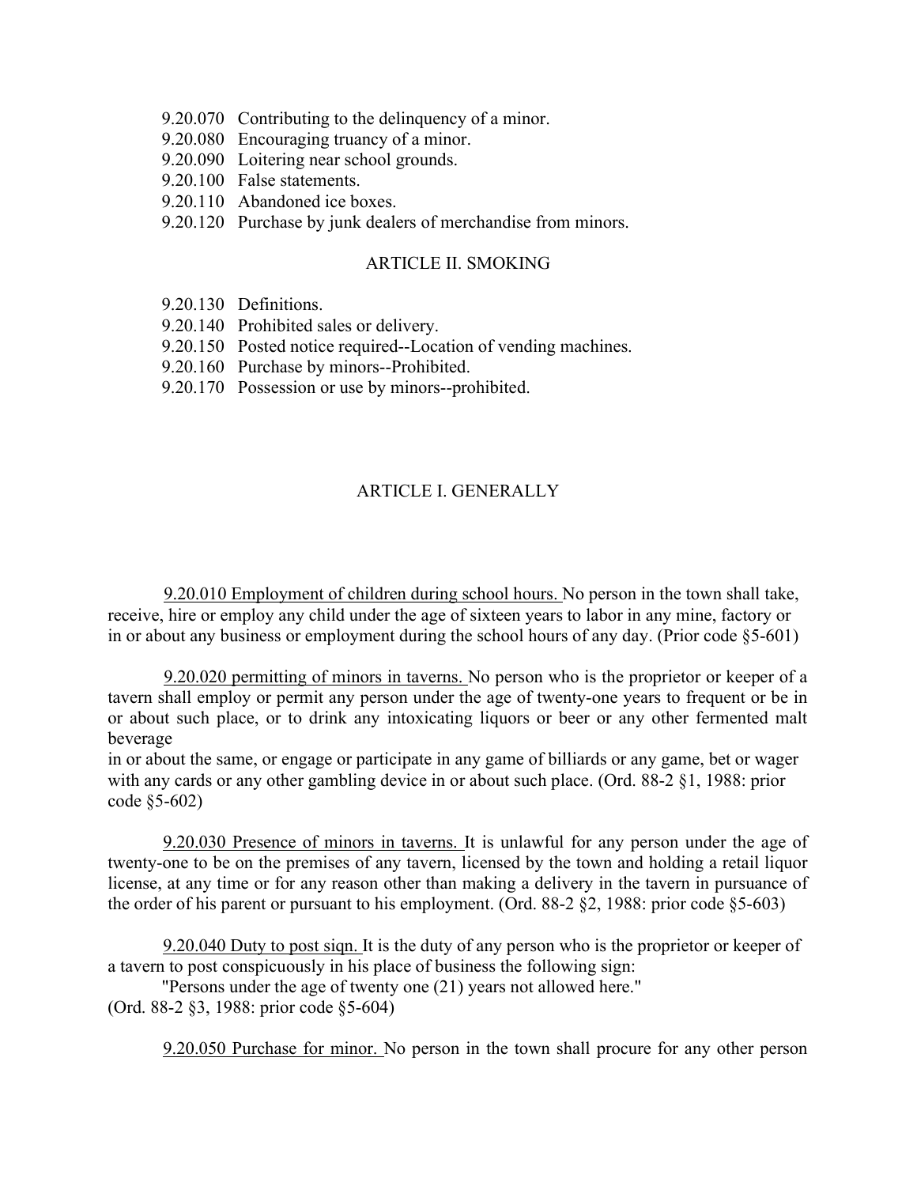9.20.070 Contributing to the delinquency of a minor.
9.20.080 Encouraging truancy of a minor.
9.20.090 Loitering near school grounds.
9.20.100 False statements.
9.20.110 Abandoned ice boxes.
9.20.120 Purchase by junk dealers of merchandise from minors.

## ARTICLE II. SMOKING

9.20.130 Definitions.
9.20.140 Prohibited sales or delivery.
9.20.150 Posted notice required--Location of vending machines.
9.20.160 Purchase by minors--Prohibited.
9.20.170 Possession or use by minors--prohibited.

## ARTICLE I. GENERALLY

9.20.010 Employment of children during school hours. No person in the town shall take, receive, hire or employ any child under the age of sixteen years to labor in any mine, factory or in or about any business or employment during the school hours of any day. (Prior code §5-601)

9.20.020 permitting of minors in taverns. No person who is the proprietor or keeper of a tavern shall employ or permit any person under the age of twenty-one years to frequent or be in or about such place, or to drink any intoxicating liquors or beer or any other fermented malt beverage in or about the same, or engage or participate in any game of billiards or any game, bet or wager with any cards or any other gambling device in or about such place. (Ord. 88-2 §1, 1988: prior code §5-602)

9.20.030 Presence of minors in taverns. It is unlawful for any person under the age of twenty-one to be on the premises of any tavern, licensed by the town and holding a retail liquor license, at any time or for any reason other than making a delivery in the tavern in pursuance of the order of his parent or pursuant to his employment. (Ord. 88-2 §2, 1988: prior code §5-603)

9.20.040 Duty to post siqn. It is the duty of any person who is the proprietor or keeper of a tavern to post conspicuously in his place of business the following sign:

"Persons under the age of twenty one (21) years not allowed here."
(Ord. 88-2 §3, 1988: prior code §5-604)

9.20.050 Purchase for minor. No person in the town shall procure for any other person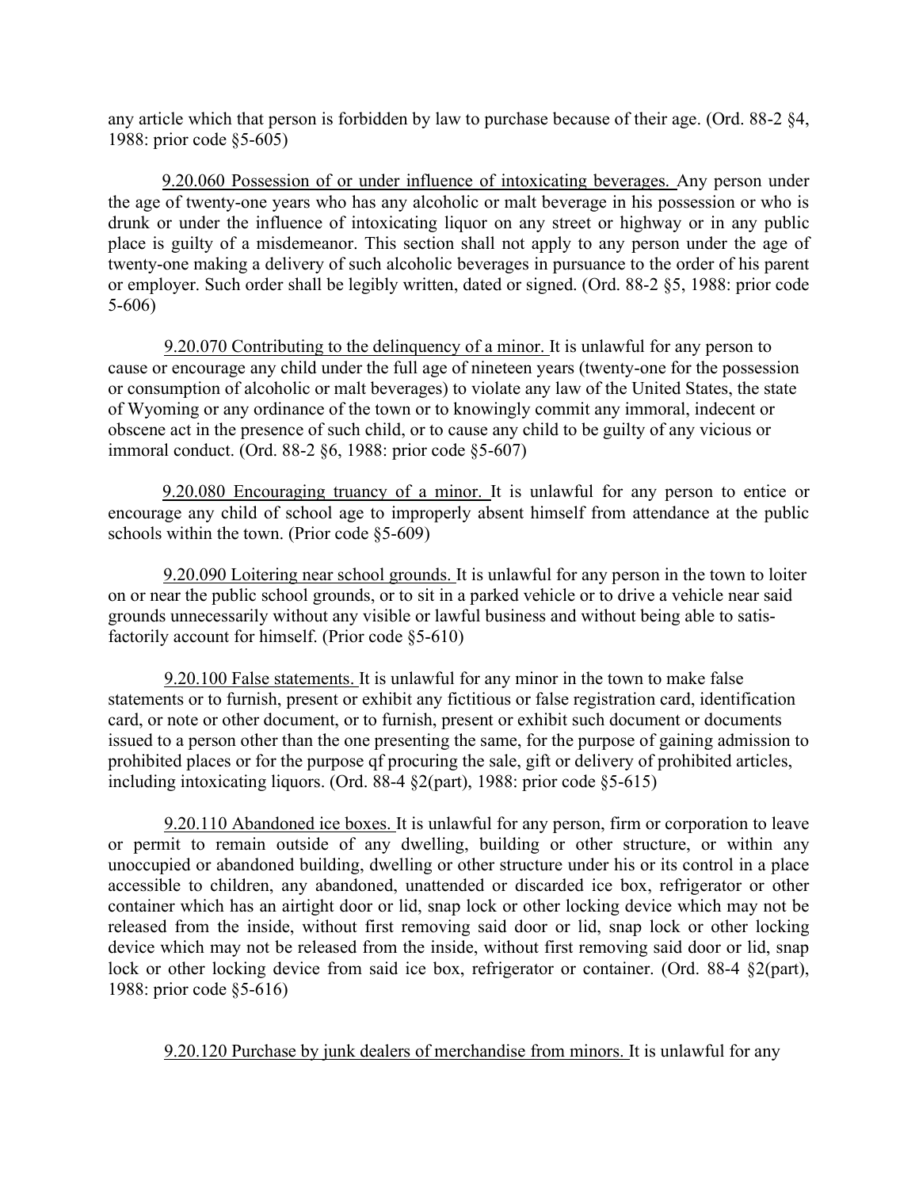any article which that person is forbidden by law to purchase because of their age. (Ord. 88-2 §4, 1988: prior code §5-605)

9.20.060 Possession of or under influence of intoxicating beverages. Any person under the age of twenty-one years who has any alcoholic or malt beverage in his possession or who is drunk or under the influence of intoxicating liquor on any street or highway or in any public place is guilty of a misdemeanor. This section shall not apply to any person under the age of twenty-one making a delivery of such alcoholic beverages in pursuance to the order of his parent or employer. Such order shall be legibly written, dated or signed. (Ord. 88-2 §5, 1988: prior code 5-606)

9.20.070 Contributing to the delinquency of a minor. It is unlawful for any person to cause or encourage any child under the full age of nineteen years (twenty-one for the possession or consumption of alcoholic or malt beverages) to violate any law of the United States, the state of Wyoming or any ordinance of the town or to knowingly commit any immoral, indecent or obscene act in the presence of such child, or to cause any child to be guilty of any vicious or immoral conduct. (Ord. 88-2 §6, 1988: prior code §5-607)

9.20.080 Encouraging truancy of a minor. It is unlawful for any person to entice or encourage any child of school age to improperly absent himself from attendance at the public schools within the town. (Prior code §5-609)

9.20.090 Loitering near school grounds. It is unlawful for any person in the town to loiter on or near the public school grounds, or to sit in a parked vehicle or to drive a vehicle near said grounds unnecessarily without any visible or lawful business and without being able to satisfactorily account for himself. (Prior code §5-610)

9.20.100 False statements. It is unlawful for any minor in the town to make false statements or to furnish, present or exhibit any fictitious or false registration card, identification card, or note or other document, or to furnish, present or exhibit such document or documents issued to a person other than the one presenting the same, for the purpose of gaining admission to prohibited places or for the purpose qf procuring the sale, gift or delivery of prohibited articles, including intoxicating liquors. (Ord. 88-4 §2(part), 1988: prior code §5-615)

9.20.110 Abandoned ice boxes. It is unlawful for any person, firm or corporation to leave or permit to remain outside of any dwelling, building or other structure, or within any unoccupied or abandoned building, dwelling or other structure under his or its control in a place accessible to children, any abandoned, unattended or discarded ice box, refrigerator or other container which has an airtight door or lid, snap lock or other locking device which may not be released from the inside, without first removing said door or lid, snap lock or other locking device which may not be released from the inside, without first removing said door or lid, snap lock or other locking device from said ice box, refrigerator or container. (Ord. 88-4 §2(part), 1988: prior code §5-616)

9.20.120 Purchase by junk dealers of merchandise from minors. It is unlawful for any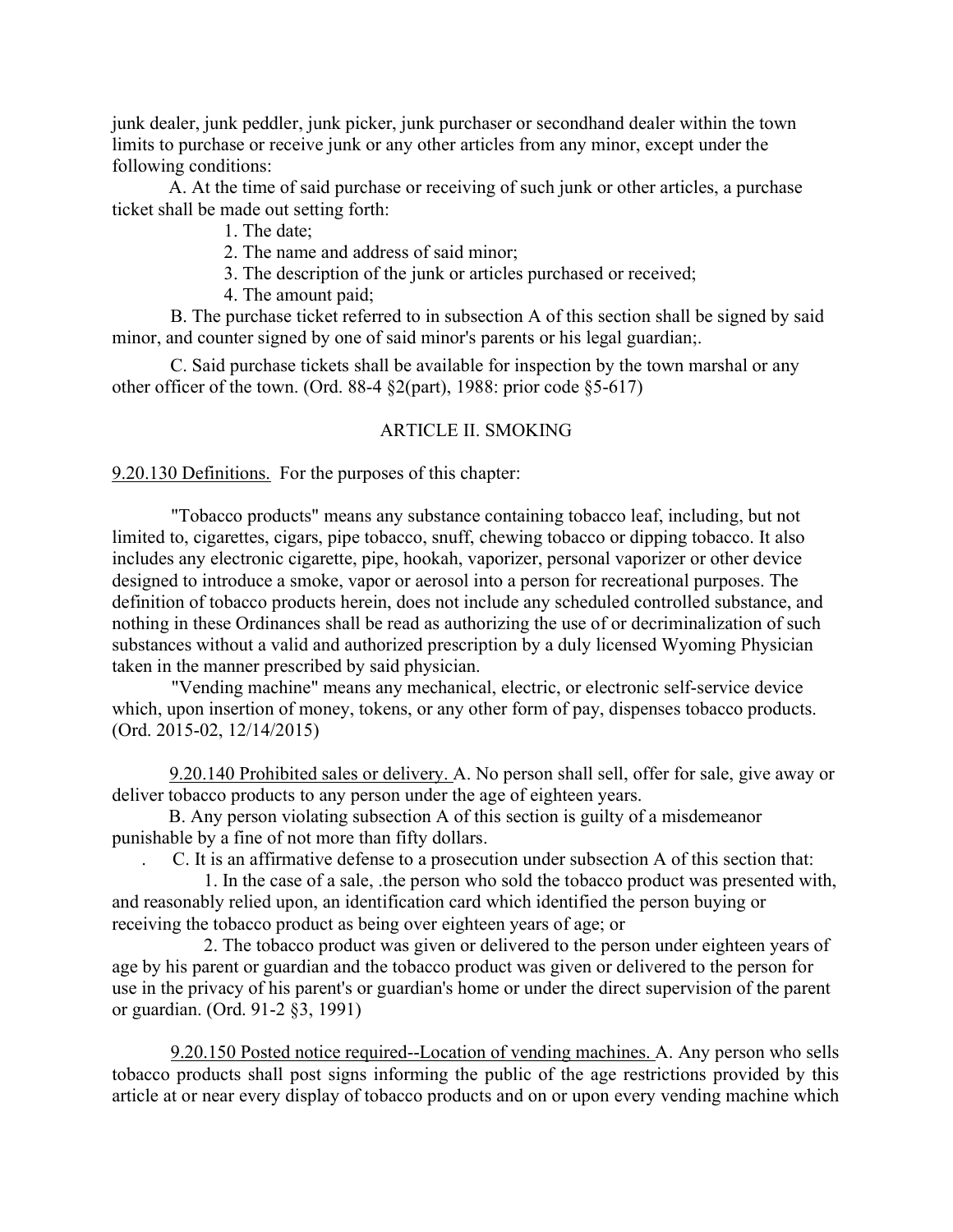junk dealer, junk peddler, junk picker, junk purchaser or secondhand dealer within the town limits to purchase or receive junk or any other articles from any minor, except under the following conditions:

A. At the time of said purchase or receiving of such junk or other articles, a purchase ticket shall be made out setting forth:

1. The date;
2. The name and address of said minor;
3. The description of the junk or articles purchased or received;
4. The amount paid;

B. The purchase ticket referred to in subsection A of this section shall be signed by said minor, and counter signed by one of said minor's parents or his legal guardian;.

C. Said purchase tickets shall be available for inspection by the town marshal or any other officer of the town. (Ord. 88-4 §2(part), 1988: prior code §5-617)

## ARTICLE II. SMOKING

9.20.130 Definitions. For the purposes of this chapter:

"Tobacco products" means any substance containing tobacco leaf, including, but not limited to, cigarettes, cigars, pipe tobacco, snuff, chewing tobacco or dipping tobacco. It also includes any electronic cigarette, pipe, hookah, vaporizer, personal vaporizer or other device designed to introduce a smoke, vapor or aerosol into a person for recreational purposes. The definition of tobacco products herein, does not include any scheduled controlled substance, and nothing in these Ordinances shall be read as authorizing the use of or decriminalization of such substances without a valid and authorized prescription by a duly licensed Wyoming Physician taken in the manner prescribed by said physician.

"Vending machine" means any mechanical, electric, or electronic self-service device which, upon insertion of money, tokens, or any other form of pay, dispenses tobacco products. (Ord. 2015-02, 12/14/2015)

9.20.140 Prohibited sales or delivery. A. No person shall sell, offer for sale, give away or deliver tobacco products to any person under the age of eighteen years.

B. Any person violating subsection A of this section is guilty of a misdemeanor punishable by a fine of not more than fifty dollars.

C. It is an affirmative defense to a prosecution under subsection A of this section that:

1. In the case of a sale, .the person who sold the tobacco product was presented with, and reasonably relied upon, an identification card which identified the person buying or receiving the tobacco product as being over eighteen years of age; or

2. The tobacco product was given or delivered to the person under eighteen years of age by his parent or guardian and the tobacco product was given or delivered to the person for use in the privacy of his parent's or guardian's home or under the direct supervision of the parent or guardian. (Ord. 91-2 §3, 1991)

9.20.150 Posted notice required--Location of vending machines. A. Any person who sells tobacco products shall post signs informing the public of the age restrictions provided by this article at or near every display of tobacco products and on or upon every vending machine which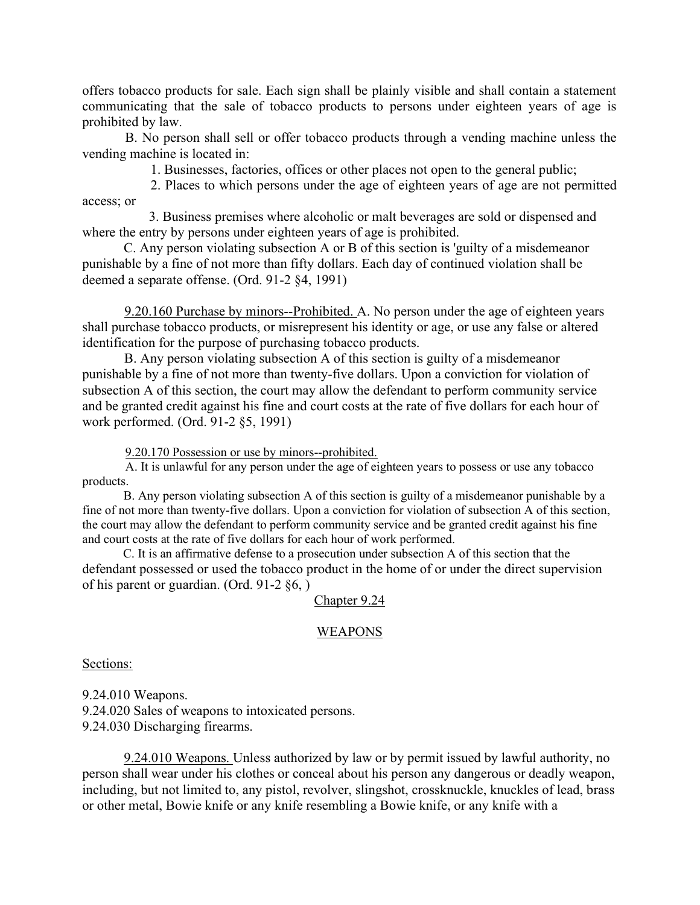offers tobacco products for sale. Each sign shall be plainly visible and shall contain a statement communicating that the sale of tobacco products to persons under eighteen years of age is prohibited by law.

B. No person shall sell or offer tobacco products through a vending machine unless the vending machine is located in:

1. Businesses, factories, offices or other places not open to the general public;

2. Places to which persons under the age of eighteen years of age are not permitted access; or

3. Business premises where alcoholic or malt beverages are sold or dispensed and where the entry by persons under eighteen years of age is prohibited.

C. Any person violating subsection A or B of this section is 'guilty of a misdemeanor punishable by a fine of not more than fifty dollars. Each day of continued violation shall be deemed a separate offense. (Ord. 91-2 §4, 1991)

9.20.160 Purchase by minors--Prohibited. A. No person under the age of eighteen years shall purchase tobacco products, or misrepresent his identity or age, or use any false or altered identification for the purpose of purchasing tobacco products.

B. Any person violating subsection A of this section is guilty of a misdemeanor punishable by a fine of not more than twenty-five dollars. Upon a conviction for violation of subsection A of this section, the court may allow the defendant to perform community service and be granted credit against his fine and court costs at the rate of five dollars for each hour of work performed. (Ord. 91-2 §5, 1991)

9.20.170 Possession or use by minors--prohibited.

A. It is unlawful for any person under the age of eighteen years to possess or use any tobacco products.

B. Any person violating subsection A of this section is guilty of a misdemeanor punishable by a fine of not more than twenty-five dollars. Upon a conviction for violation of subsection A of this section, the court may allow the defendant to perform community service and be granted credit against his fine and court costs at the rate of five dollars for each hour of work performed.

C. It is an affirmative defense to a prosecution under subsection A of this section that the defendant possessed or used the tobacco product in the home of or under the direct supervision of his parent or guardian. (Ord. 91-2 §6, )

## Chapter 9.24

## WEAPONS

Sections:

9.24.010 Weapons.
9.24.020 Sales of weapons to intoxicated persons.
9.24.030 Discharging firearms.

9.24.010 Weapons. Unless authorized by law or by permit issued by lawful authority, no person shall wear under his clothes or conceal about his person any dangerous or deadly weapon, including, but not limited to, any pistol, revolver, slingshot, crossknuckle, knuckles of lead, brass or other metal, Bowie knife or any knife resembling a Bowie knife, or any knife with a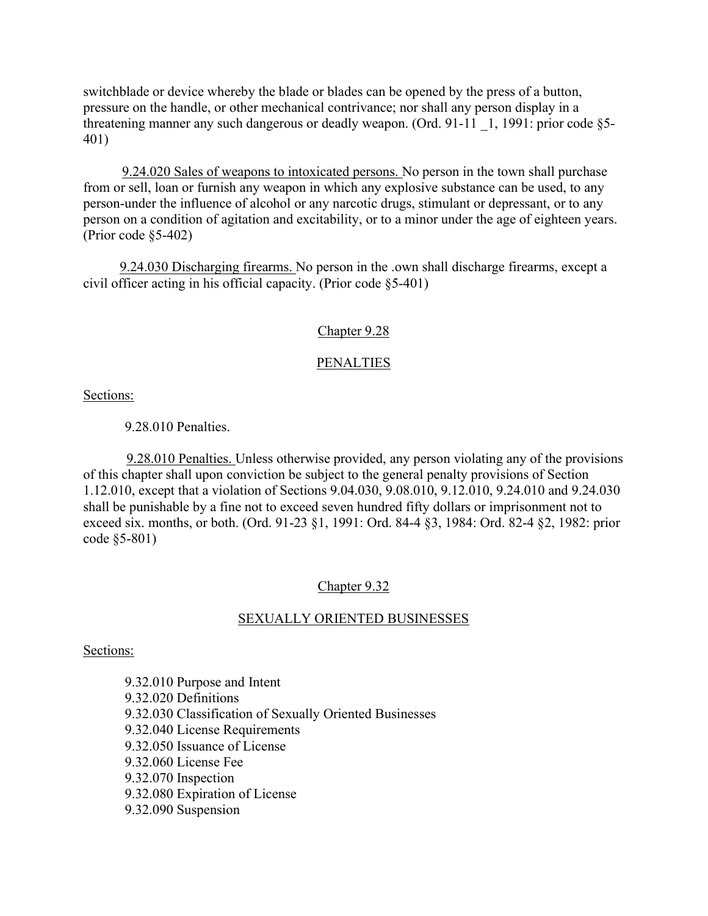switchblade or device whereby the blade or blades can be opened by the press of a button, pressure on the handle, or other mechanical contrivance; nor shall any person display in a threatening manner any such dangerous or deadly weapon. (Ord. 91-11 _1, 1991: prior code §5-401)

9.24.020 Sales of weapons to intoxicated persons. No person in the town shall purchase from or sell, loan or furnish any weapon in which any explosive substance can be used, to any person-under the influence of alcohol or any narcotic drugs, stimulant or depressant, or to any person on a condition of agitation and excitability, or to a minor under the age of eighteen years. (Prior code §5-402)

9.24.030 Discharging firearms. No person in the .own shall discharge firearms, except a civil officer acting in his official capacity. (Prior code §5-401)

## Chapter 9.28

## PENALTIES

Sections:

9.28.010 Penalties.

9.28.010 Penalties. Unless otherwise provided, any person violating any of the provisions of this chapter shall upon conviction be subject to the general penalty provisions of Section 1.12.010, except that a violation of Sections 9.04.030, 9.08.010, 9.12.010, 9.24.010 and 9.24.030 shall be punishable by a fine not to exceed seven hundred fifty dollars or imprisonment not to exceed six. months, or both. (Ord. 91-23 §1, 1991: Ord. 84-4 §3, 1984: Ord. 82-4 §2, 1982: prior code §5-801)

## Chapter 9.32

## SEXUALLY ORIENTED BUSINESSES

Sections:

9.32.010 Purpose and Intent
9.32.020 Definitions
9.32.030 Classification of Sexually Oriented Businesses
9.32.040 License Requirements
9.32.050 Issuance of License
9.32.060 License Fee
9.32.070 Inspection
9.32.080 Expiration of License
9.32.090 Suspension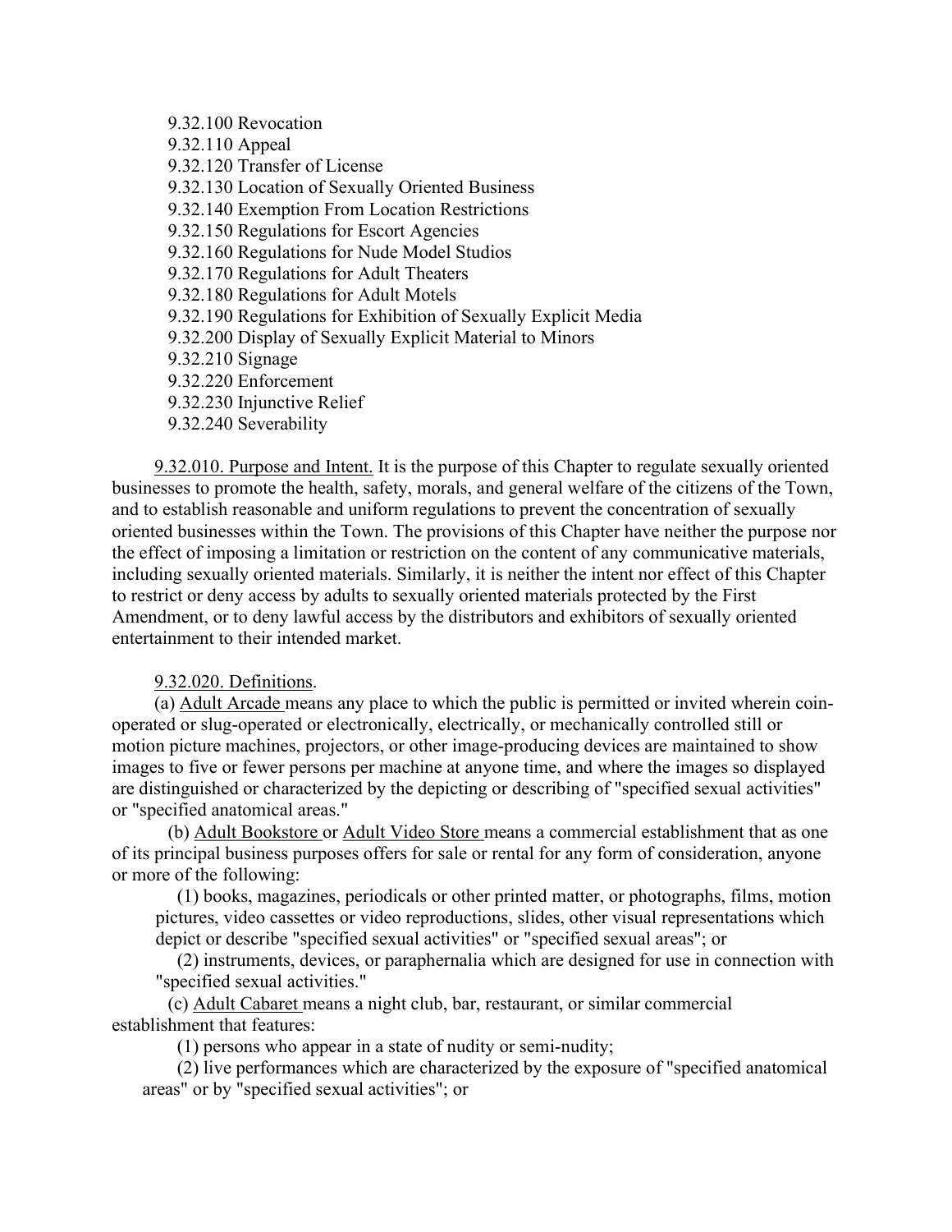9.32.100 Revocation
9.32.110 Appeal
9.32.120 Transfer of License
9.32.130 Location of Sexually Oriented Business
9.32.140 Exemption From Location Restrictions
9.32.150 Regulations for Escort Agencies
9.32.160 Regulations for Nude Model Studios
9.32.170 Regulations for Adult Theaters
9.32.180 Regulations for Adult Motels
9.32.190 Regulations for Exhibition of Sexually Explicit Media
9.32.200 Display of Sexually Explicit Material to Minors
9.32.210 Signage
9.32.220 Enforcement
9.32.230 Injunctive Relief
9.32.240 Severability

9.32.010. Purpose and Intent. It is the purpose of this Chapter to regulate sexually oriented businesses to promote the health, safety, morals, and general welfare of the citizens of the Town, and to establish reasonable and uniform regulations to prevent the concentration of sexually oriented businesses within the Town. The provisions of this Chapter have neither the purpose nor the effect of imposing a limitation or restriction on the content of any communicative materials, including sexually oriented materials. Similarly, it is neither the intent nor effect of this Chapter to restrict or deny access by adults to sexually oriented materials protected by the First Amendment, or to deny lawful access by the distributors and exhibitors of sexually oriented entertainment to their intended market.

9.32.020. Definitions.

(a) Adult Arcade means any place to which the public is permitted or invited wherein coin-operated or slug-operated or electronically, electrically, or mechanically controlled still or motion picture machines, projectors, or other image-producing devices are maintained to show images to five or fewer persons per machine at anyone time, and where the images so displayed are distinguished or characterized by the depicting or describing of "specified sexual activities" or "specified anatomical areas."

(b) Adult Bookstore or Adult Video Store means a commercial establishment that as one of its principal business purposes offers for sale or rental for any form of consideration, anyone or more of the following:

(1) books, magazines, periodicals or other printed matter, or photographs, films, motion pictures, video cassettes or video reproductions, slides, other visual representations which depict or describe "specified sexual activities" or "specified sexual areas"; or

(2) instruments, devices, or paraphernalia which are designed for use in connection with "specified sexual activities."

(c) Adult Cabaret means a night club, bar, restaurant, or similar commercial establishment that features:

(1) persons who appear in a state of nudity or semi-nudity;

(2) live performances which are characterized by the exposure of "specified anatomical areas" or by "specified sexual activities"; or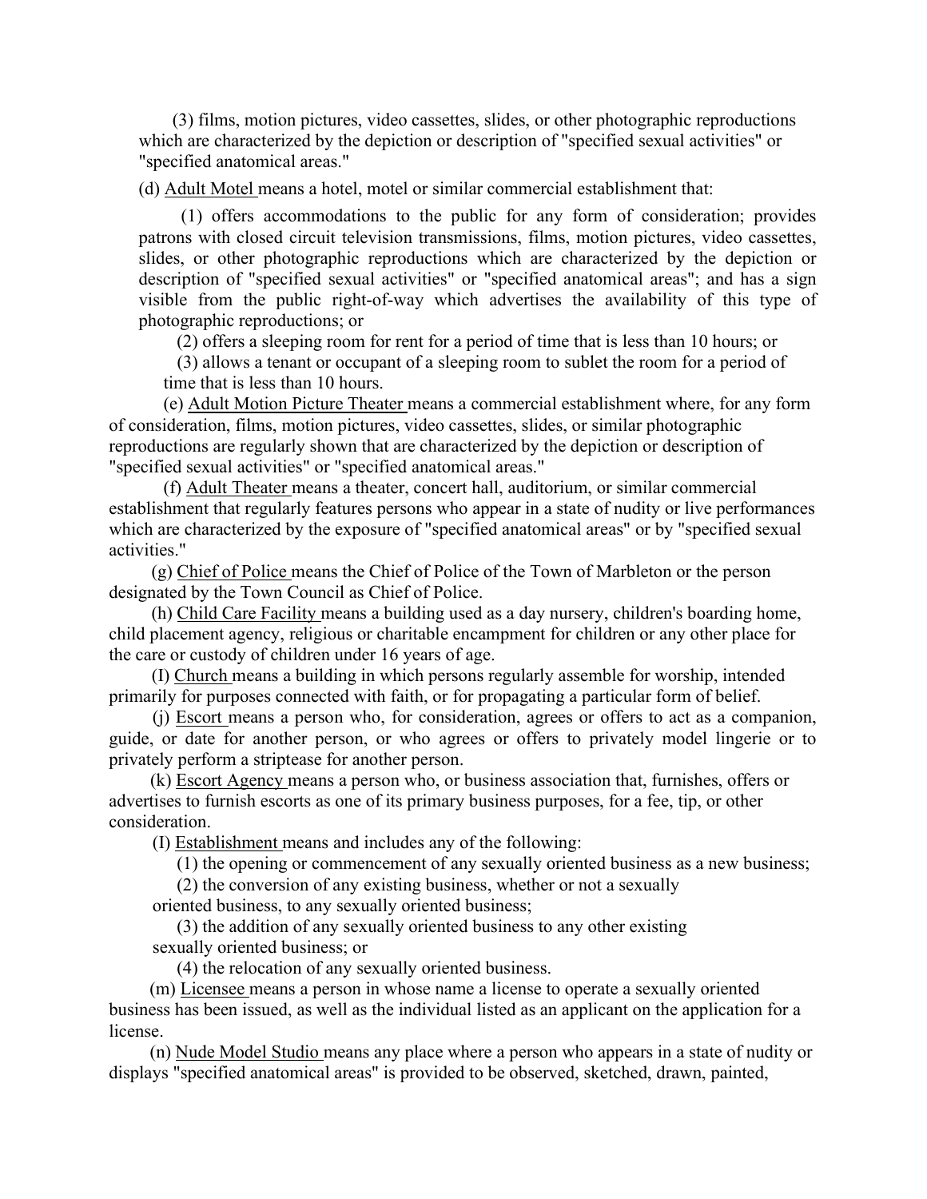(3) films, motion pictures, video cassettes, slides, or other photographic reproductions which are characterized by the depiction or description of "specified sexual activities" or "specified anatomical areas."

(d) Adult Motel means a hotel, motel or similar commercial establishment that:

(1) offers accommodations to the public for any form of consideration; provides patrons with closed circuit television transmissions, films, motion pictures, video cassettes, slides, or other photographic reproductions which are characterized by the depiction or description of "specified sexual activities" or "specified anatomical areas"; and has a sign visible from the public right-of-way which advertises the availability of this type of photographic reproductions; or

(2) offers a sleeping room for rent for a period of time that is less than 10 hours; or

(3) allows a tenant or occupant of a sleeping room to sublet the room for a period of time that is less than 10 hours.

(e) Adult Motion Picture Theater means a commercial establishment where, for any form of consideration, films, motion pictures, video cassettes, slides, or similar photographic reproductions are regularly shown that are characterized by the depiction or description of "specified sexual activities" or "specified anatomical areas."

(f) Adult Theater means a theater, concert hall, auditorium, or similar commercial establishment that regularly features persons who appear in a state of nudity or live performances which are characterized by the exposure of "specified anatomical areas" or by "specified sexual activities."

(g) Chief of Police means the Chief of Police of the Town of Marbleton or the person designated by the Town Council as Chief of Police.

(h) Child Care Facility means a building used as a day nursery, children's boarding home, child placement agency, religious or charitable encampment for children or any other place for the care or custody of children under 16 years of age.

(I) Church means a building in which persons regularly assemble for worship, intended primarily for purposes connected with faith, or for propagating a particular form of belief.

(j) Escort means a person who, for consideration, agrees or offers to act as a companion, guide, or date for another person, or who agrees or offers to privately model lingerie or to privately perform a striptease for another person.

(k) Escort Agency means a person who, or business association that, furnishes, offers or advertises to furnish escorts as one of its primary business purposes, for a fee, tip, or other consideration.

(I) Establishment means and includes any of the following:

(1) the opening or commencement of any sexually oriented business as a new business;

(2) the conversion of any existing business, whether or not a sexually oriented business, to any sexually oriented business;

(3) the addition of any sexually oriented business to any other existing sexually oriented business; or

(4) the relocation of any sexually oriented business.

(m) Licensee means a person in whose name a license to operate a sexually oriented business has been issued, as well as the individual listed as an applicant on the application for a license.

(n) Nude Model Studio means any place where a person who appears in a state of nudity or displays "specified anatomical areas" is provided to be observed, sketched, drawn, painted,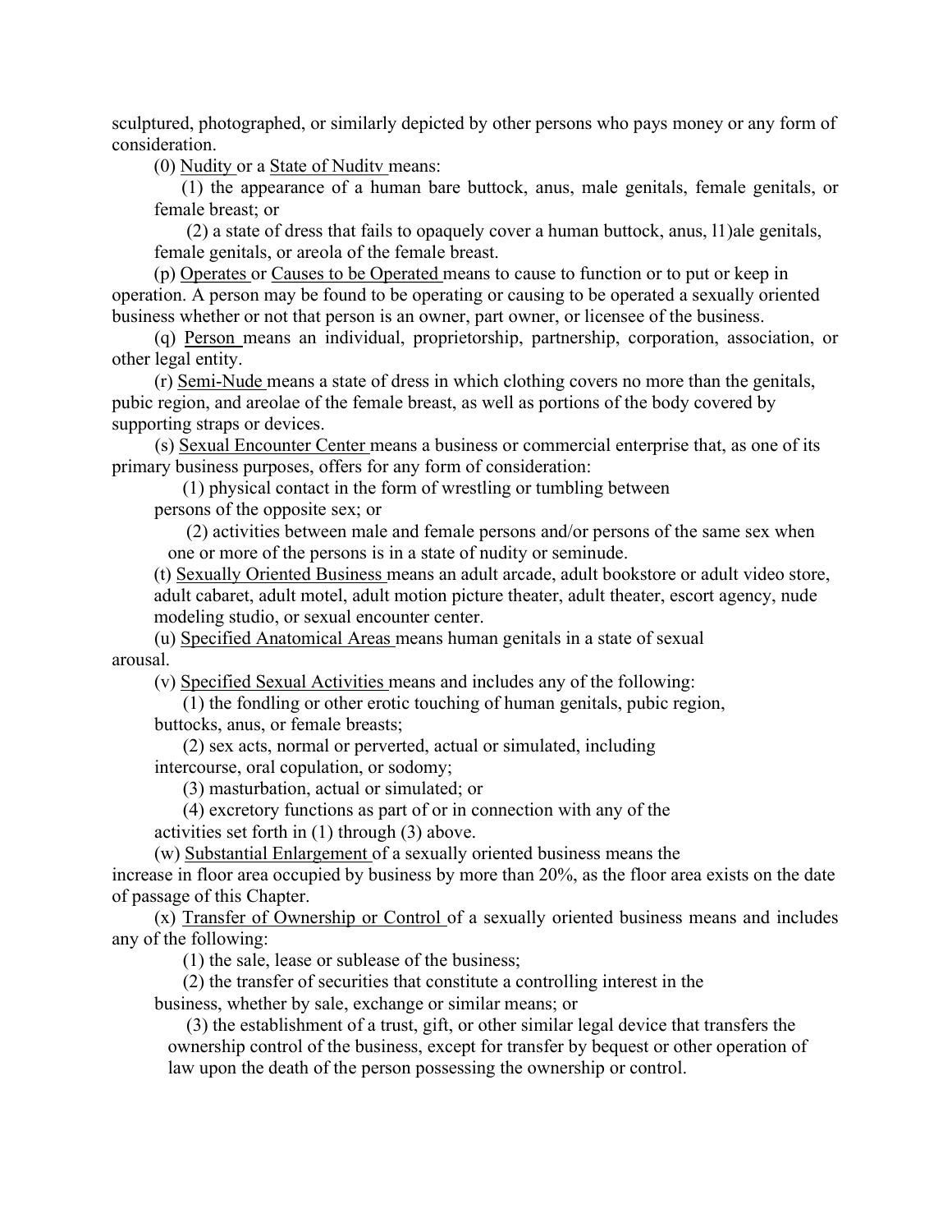sculptured, photographed, or similarly depicted by other persons who pays money or any form of consideration.

(0) Nudity or a State of Nuditv means:

(1) the appearance of a human bare buttock, anus, male genitals, female genitals, or female breast; or

(2) a state of dress that fails to opaquely cover a human buttock, anus, l1)ale genitals, female genitals, or areola of the female breast.

(p) Operates or Causes to be Operated means to cause to function or to put or keep in operation. A person may be found to be operating or causing to be operated a sexually oriented business whether or not that person is an owner, part owner, or licensee of the business.

(q) Person means an individual, proprietorship, partnership, corporation, association, or other legal entity.

(r) Semi-Nude means a state of dress in which clothing covers no more than the genitals, pubic region, and areolae of the female breast, as well as portions of the body covered by supporting straps or devices.

(s) Sexual Encounter Center means a business or commercial enterprise that, as one of its primary business purposes, offers for any form of consideration:

(1) physical contact in the form of wrestling or tumbling between persons of the opposite sex; or

(2) activities between male and female persons and/or persons of the same sex when one or more of the persons is in a state of nudity or seminude.

(t) Sexually Oriented Business means an adult arcade, adult bookstore or adult video store, adult cabaret, adult motel, adult motion picture theater, adult theater, escort agency, nude modeling studio, or sexual encounter center.

(u) Specified Anatomical Areas means human genitals in a state of sexual arousal.

(v) Specified Sexual Activities means and includes any of the following:

(1) the fondling or other erotic touching of human genitals, pubic region, buttocks, anus, or female breasts;

(2) sex acts, normal or perverted, actual or simulated, including intercourse, oral copulation, or sodomy;

(3) masturbation, actual or simulated; or

(4) excretory functions as part of or in connection with any of the activities set forth in (1) through (3) above.

(w) Substantial Enlargement of a sexually oriented business means the increase in floor area occupied by business by more than 20%, as the floor area exists on the date of passage of this Chapter.

(x) Transfer of Ownership or Control of a sexually oriented business means and includes any of the following:

(1) the sale, lease or sublease of the business;

(2) the transfer of securities that constitute a controlling interest in the business, whether by sale, exchange or similar means; or

(3) the establishment of a trust, gift, or other similar legal device that transfers the ownership control of the business, except for transfer by bequest or other operation of law upon the death of the person possessing the ownership or control.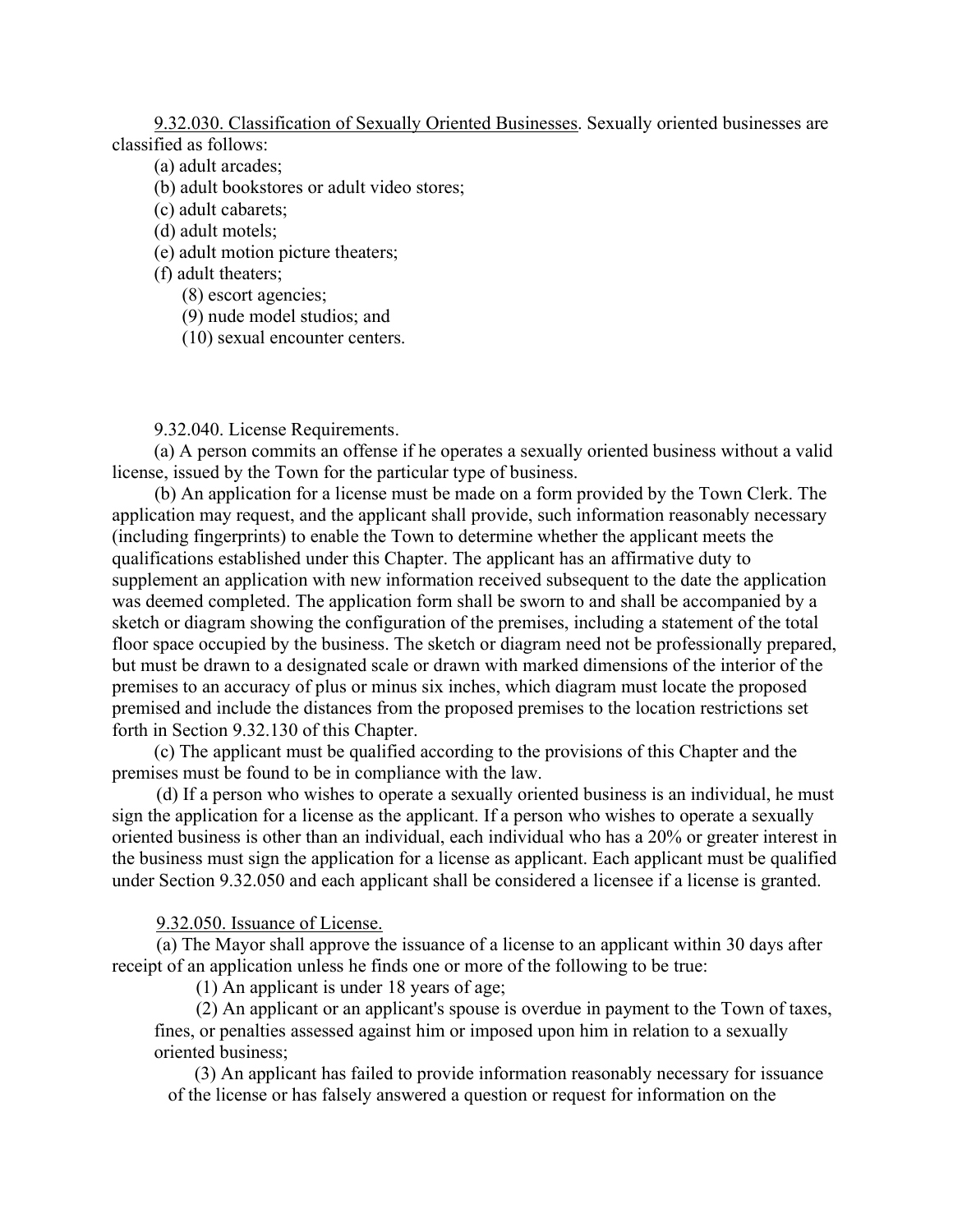9.32.030. Classification of Sexually Oriented Businesses. Sexually oriented businesses are classified as follows:

(a) adult arcades;
(b) adult bookstores or adult video stores;
(c) adult cabarets;
(d) adult motels;
(e) adult motion picture theaters;
(f) adult theaters;
(8) escort agencies;
(9) nude model studios; and
(10) sexual encounter centers.

9.32.040. License Requirements.

(a) A person commits an offense if he operates a sexually oriented business without a valid license, issued by the Town for the particular type of business.

(b) An application for a license must be made on a form provided by the Town Clerk. The application may request, and the applicant shall provide, such information reasonably necessary (including fingerprints) to enable the Town to determine whether the applicant meets the qualifications established under this Chapter. The applicant has an affirmative duty to supplement an application with new information received subsequent to the date the application was deemed completed. The application form shall be sworn to and shall be accompanied by a sketch or diagram showing the configuration of the premises, including a statement of the total floor space occupied by the business. The sketch or diagram need not be professionally prepared, but must be drawn to a designated scale or drawn with marked dimensions of the interior of the premises to an accuracy of plus or minus six inches, which diagram must locate the proposed premised and include the distances from the proposed premises to the location restrictions set forth in Section 9.32.130 of this Chapter.

(c) The applicant must be qualified according to the provisions of this Chapter and the premises must be found to be in compliance with the law.

(d) If a person who wishes to operate a sexually oriented business is an individual, he must sign the application for a license as the applicant. If a person who wishes to operate a sexually oriented business is other than an individual, each individual who has a 20% or greater interest in the business must sign the application for a license as applicant. Each applicant must be qualified under Section 9.32.050 and each applicant shall be considered a licensee if a license is granted.

9.32.050. Issuance of License.

(a) The Mayor shall approve the issuance of a license to an applicant within 30 days after receipt of an application unless he finds one or more of the following to be true:

(1) An applicant is under 18 years of age;

(2) An applicant or an applicant's spouse is overdue in payment to the Town of taxes, fines, or penalties assessed against him or imposed upon him in relation to a sexually oriented business;

(3) An applicant has failed to provide information reasonably necessary for issuance of the license or has falsely answered a question or request for information on the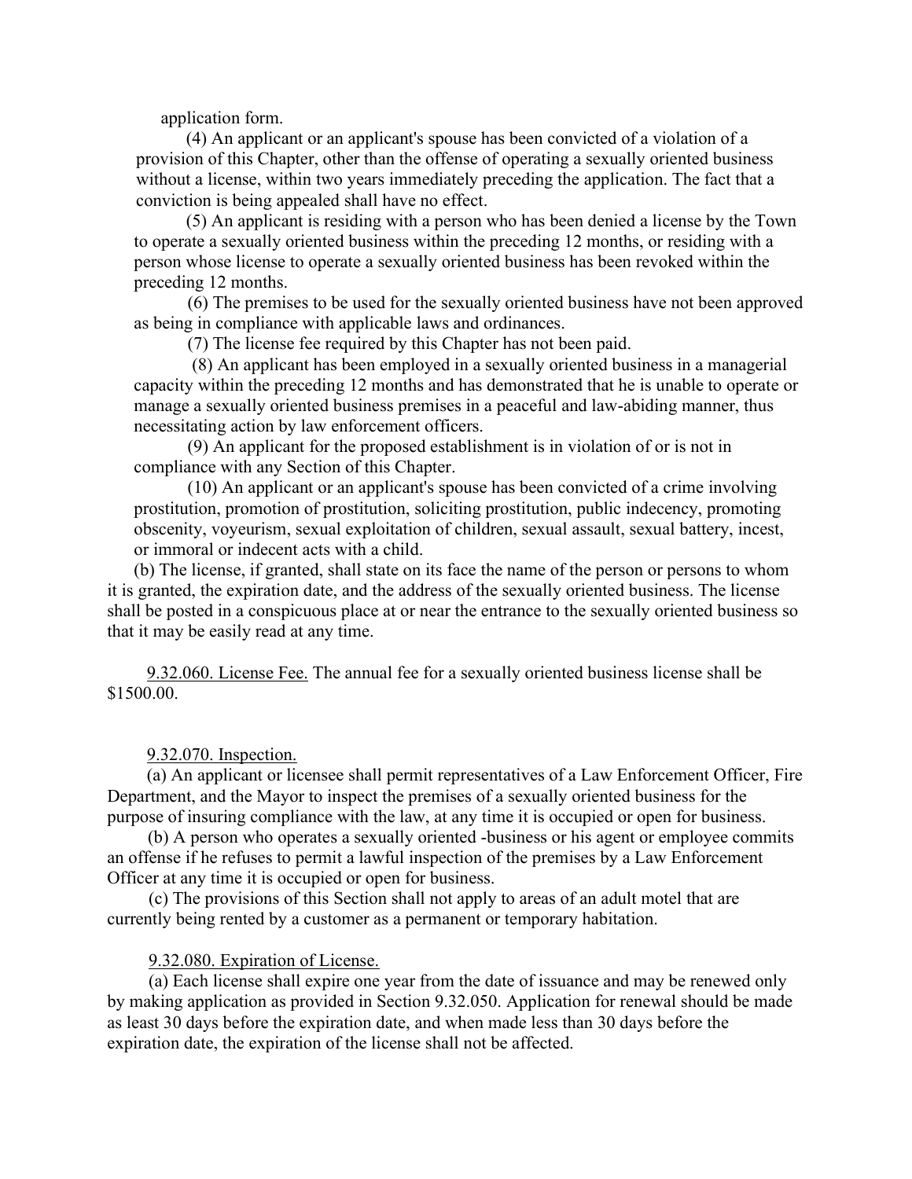application form.

(4) An applicant or an applicant's spouse has been convicted of a violation of a provision of this Chapter, other than the offense of operating a sexually oriented business without a license, within two years immediately preceding the application. The fact that a conviction is being appealed shall have no effect.

(5) An applicant is residing with a person who has been denied a license by the Town to operate a sexually oriented business within the preceding 12 months, or residing with a person whose license to operate a sexually oriented business has been revoked within the preceding 12 months.

(6) The premises to be used for the sexually oriented business have not been approved as being in compliance with applicable laws and ordinances.

(7) The license fee required by this Chapter has not been paid.

(8) An applicant has been employed in a sexually oriented business in a managerial capacity within the preceding 12 months and has demonstrated that he is unable to operate or manage a sexually oriented business premises in a peaceful and law-abiding manner, thus necessitating action by law enforcement officers.

(9) An applicant for the proposed establishment is in violation of or is not in compliance with any Section of this Chapter.

(10) An applicant or an applicant's spouse has been convicted of a crime involving prostitution, promotion of prostitution, soliciting prostitution, public indecency, promoting obscenity, voyeurism, sexual exploitation of children, sexual assault, sexual battery, incest, or immoral or indecent acts with a child.

(b) The license, if granted, shall state on its face the name of the person or persons to whom it is granted, the expiration date, and the address of the sexually oriented business. The license shall be posted in a conspicuous place at or near the entrance to the sexually oriented business so that it may be easily read at any time.

9.32.060. License Fee. The annual fee for a sexually oriented business license shall be $1500.00.

9.32.070. Inspection.

(a) An applicant or licensee shall permit representatives of a Law Enforcement Officer, Fire Department, and the Mayor to inspect the premises of a sexually oriented business for the purpose of insuring compliance with the law, at any time it is occupied or open for business.

(b) A person who operates a sexually oriented -business or his agent or employee commits an offense if he refuses to permit a lawful inspection of the premises by a Law Enforcement Officer at any time it is occupied or open for business.

(c) The provisions of this Section shall not apply to areas of an adult motel that are currently being rented by a customer as a permanent or temporary habitation.

9.32.080. Expiration of License.

(a) Each license shall expire one year from the date of issuance and may be renewed only by making application as provided in Section 9.32.050. Application for renewal should be made as least 30 days before the expiration date, and when made less than 30 days before the expiration date, the expiration of the license shall not be affected.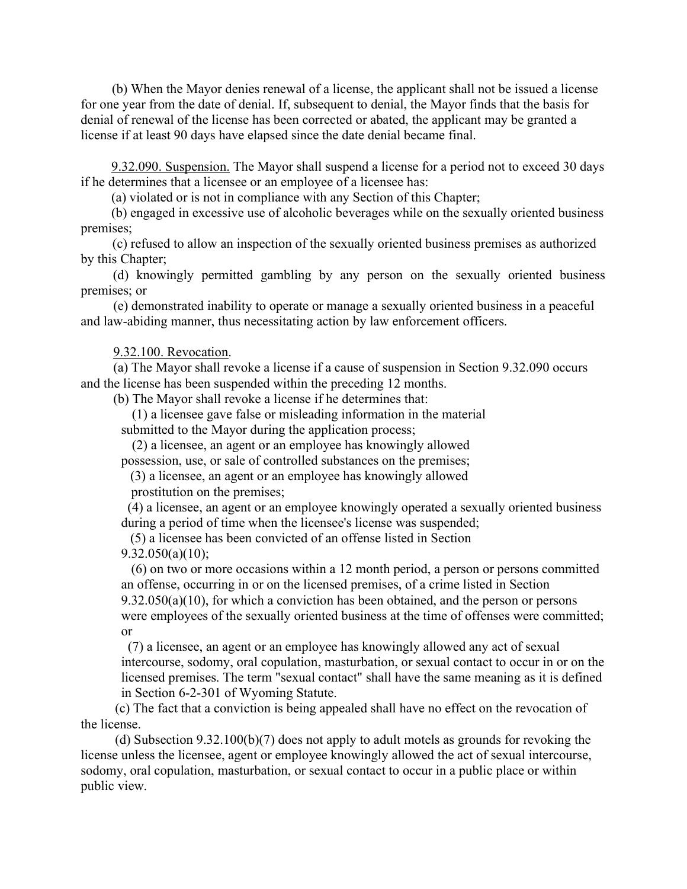(b) When the Mayor denies renewal of a license, the applicant shall not be issued a license for one year from the date of denial. If, subsequent to denial, the Mayor finds that the basis for denial of renewal of the license has been corrected or abated, the applicant may be granted a license if at least 90 days have elapsed since the date denial became final.

9.32.090. Suspension. The Mayor shall suspend a license for a period not to exceed 30 days if he determines that a licensee or an employee of a licensee has:

(a) violated or is not in compliance with any Section of this Chapter;

(b) engaged in excessive use of alcoholic beverages while on the sexually oriented business premises;

(c) refused to allow an inspection of the sexually oriented business premises as authorized by this Chapter;

(d) knowingly permitted gambling by any person on the sexually oriented business premises; or

(e) demonstrated inability to operate or manage a sexually oriented business in a peaceful and law-abiding manner, thus necessitating action by law enforcement officers.

9.32.100. Revocation.

(a) The Mayor shall revoke a license if a cause of suspension in Section 9.32.090 occurs and the license has been suspended within the preceding 12 months.

(b) The Mayor shall revoke a license if he determines that:

(1) a licensee gave false or misleading information in the material submitted to the Mayor during the application process;

(2) a licensee, an agent or an employee has knowingly allowed possession, use, or sale of controlled substances on the premises;

(3) a licensee, an agent or an employee has knowingly allowed prostitution on the premises;

(4) a licensee, an agent or an employee knowingly operated a sexually oriented business during a period of time when the licensee's license was suspended;

(5) a licensee has been convicted of an offense listed in Section 9.32.050(a)(10);

(6) on two or more occasions within a 12 month period, a person or persons committed an offense, occurring in or on the licensed premises, of a crime listed in Section 9.32.050(a)(10), for which a conviction has been obtained, and the person or persons were employees of the sexually oriented business at the time of offenses were committed; or

(7) a licensee, an agent or an employee has knowingly allowed any act of sexual intercourse, sodomy, oral copulation, masturbation, or sexual contact to occur in or on the licensed premises. The term "sexual contact" shall have the same meaning as it is defined in Section 6-2-301 of Wyoming Statute.

(c) The fact that a conviction is being appealed shall have no effect on the revocation of the license.

(d) Subsection 9.32.100(b)(7) does not apply to adult motels as grounds for revoking the license unless the licensee, agent or employee knowingly allowed the act of sexual intercourse, sodomy, oral copulation, masturbation, or sexual contact to occur in a public place or within public view.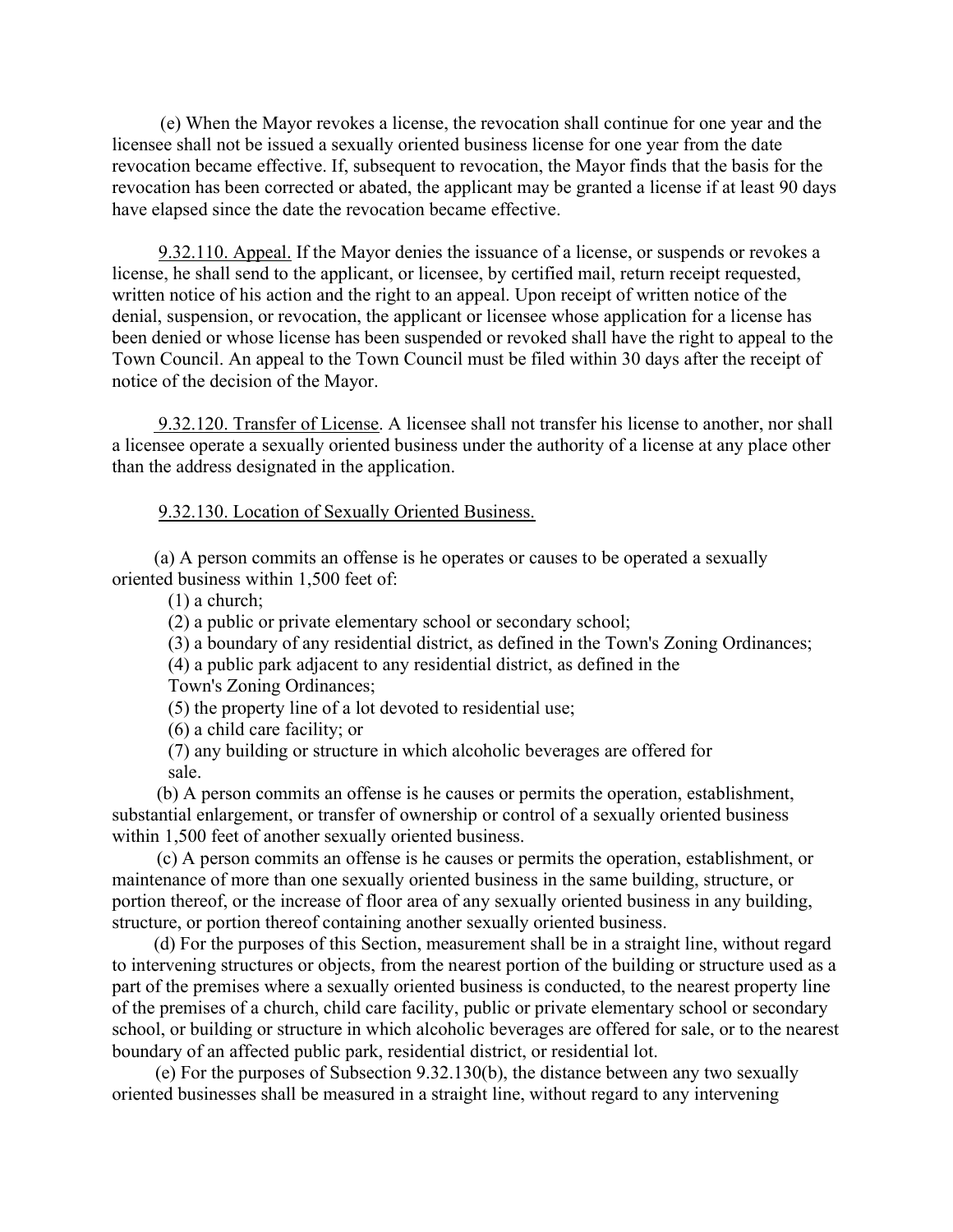(e) When the Mayor revokes a license, the revocation shall continue for one year and the licensee shall not be issued a sexually oriented business license for one year from the date revocation became effective. If, subsequent to revocation, the Mayor finds that the basis for the revocation has been corrected or abated, the applicant may be granted a license if at least 90 days have elapsed since the date the revocation became effective.

9.32.110. Appeal. If the Mayor denies the issuance of a license, or suspends or revokes a license, he shall send to the applicant, or licensee, by certified mail, return receipt requested, written notice of his action and the right to an appeal. Upon receipt of written notice of the denial, suspension, or revocation, the applicant or licensee whose application for a license has been denied or whose license has been suspended or revoked shall have the right to appeal to the Town Council. An appeal to the Town Council must be filed within 30 days after the receipt of notice of the decision of the Mayor.

9.32.120. Transfer of License. A licensee shall not transfer his license to another, nor shall a licensee operate a sexually oriented business under the authority of a license at any place other than the address designated in the application.

9.32.130. Location of Sexually Oriented Business.

(a) A person commits an offense is he operates or causes to be operated a sexually oriented business within 1,500 feet of:

(1) a church;

(2) a public or private elementary school or secondary school;

(3) a boundary of any residential district, as defined in the Town's Zoning Ordinances;

(4) a public park adjacent to any residential district, as defined in the Town's Zoning Ordinances;

(5) the property line of a lot devoted to residential use;

(6) a child care facility; or

(7) any building or structure in which alcoholic beverages are offered for sale.

(b) A person commits an offense is he causes or permits the operation, establishment, substantial enlargement, or transfer of ownership or control of a sexually oriented business within 1,500 feet of another sexually oriented business.

(c) A person commits an offense is he causes or permits the operation, establishment, or maintenance of more than one sexually oriented business in the same building, structure, or portion thereof, or the increase of floor area of any sexually oriented business in any building, structure, or portion thereof containing another sexually oriented business.

(d) For the purposes of this Section, measurement shall be in a straight line, without regard to intervening structures or objects, from the nearest portion of the building or structure used as a part of the premises where a sexually oriented business is conducted, to the nearest property line of the premises of a church, child care facility, public or private elementary school or secondary school, or building or structure in which alcoholic beverages are offered for sale, or to the nearest boundary of an affected public park, residential district, or residential lot.

(e) For the purposes of Subsection 9.32.130(b), the distance between any two sexually oriented businesses shall be measured in a straight line, without regard to any intervening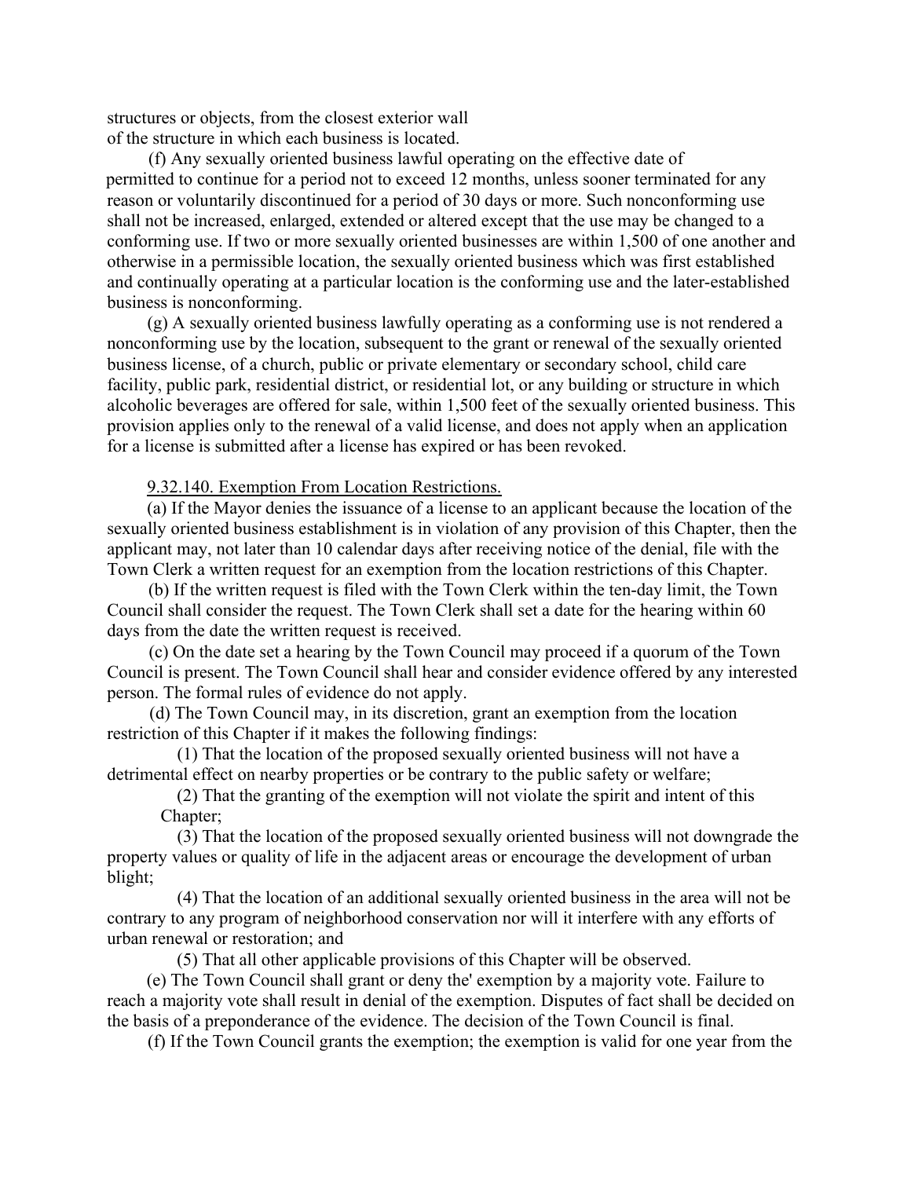structures or objects, from the closest exterior wall
of the structure in which each business is located.

(f) Any sexually oriented business lawful operating on the effective date of
permitted to continue for a period not to exceed 12 months, unless sooner terminated for any reason or voluntarily discontinued for a period of 30 days or more. Such nonconforming use shall not be increased, enlarged, extended or altered except that the use may be changed to a conforming use. If two or more sexually oriented businesses are within 1,500 of one another and otherwise in a permissible location, the sexually oriented business which was first established and continually operating at a particular location is the conforming use and the later-established business is nonconforming.

(g) A sexually oriented business lawfully operating as a conforming use is not rendered a nonconforming use by the location, subsequent to the grant or renewal of the sexually oriented business license, of a church, public or private elementary or secondary school, child care facility, public park, residential district, or residential lot, or any building or structure in which alcoholic beverages are offered for sale, within 1,500 feet of the sexually oriented business. This provision applies only to the renewal of a valid license, and does not apply when an application for a license is submitted after a license has expired or has been revoked.

9.32.140. Exemption From Location Restrictions.

(a) If the Mayor denies the issuance of a license to an applicant because the location of the sexually oriented business establishment is in violation of any provision of this Chapter, then the applicant may, not later than 10 calendar days after receiving notice of the denial, file with the Town Clerk a written request for an exemption from the location restrictions of this Chapter.

(b) If the written request is filed with the Town Clerk within the ten-day limit, the Town Council shall consider the request. The Town Clerk shall set a date for the hearing within 60 days from the date the written request is received.

(c) On the date set a hearing by the Town Council may proceed if a quorum of the Town Council is present. The Town Council shall hear and consider evidence offered by any interested person. The formal rules of evidence do not apply.

(d) The Town Council may, in its discretion, grant an exemption from the location restriction of this Chapter if it makes the following findings:

(1) That the location of the proposed sexually oriented business will not have a detrimental effect on nearby properties or be contrary to the public safety or welfare;

(2) That the granting of the exemption will not violate the spirit and intent of this Chapter;

(3) That the location of the proposed sexually oriented business will not downgrade the property values or quality of life in the adjacent areas or encourage the development of urban blight;

(4) That the location of an additional sexually oriented business in the area will not be contrary to any program of neighborhood conservation nor will it interfere with any efforts of urban renewal or restoration; and

(5) That all other applicable provisions of this Chapter will be observed.

(e) The Town Council shall grant or deny the' exemption by a majority vote. Failure to reach a majority vote shall result in denial of the exemption. Disputes of fact shall be decided on the basis of a preponderance of the evidence. The decision of the Town Council is final.

(f) If the Town Council grants the exemption; the exemption is valid for one year from the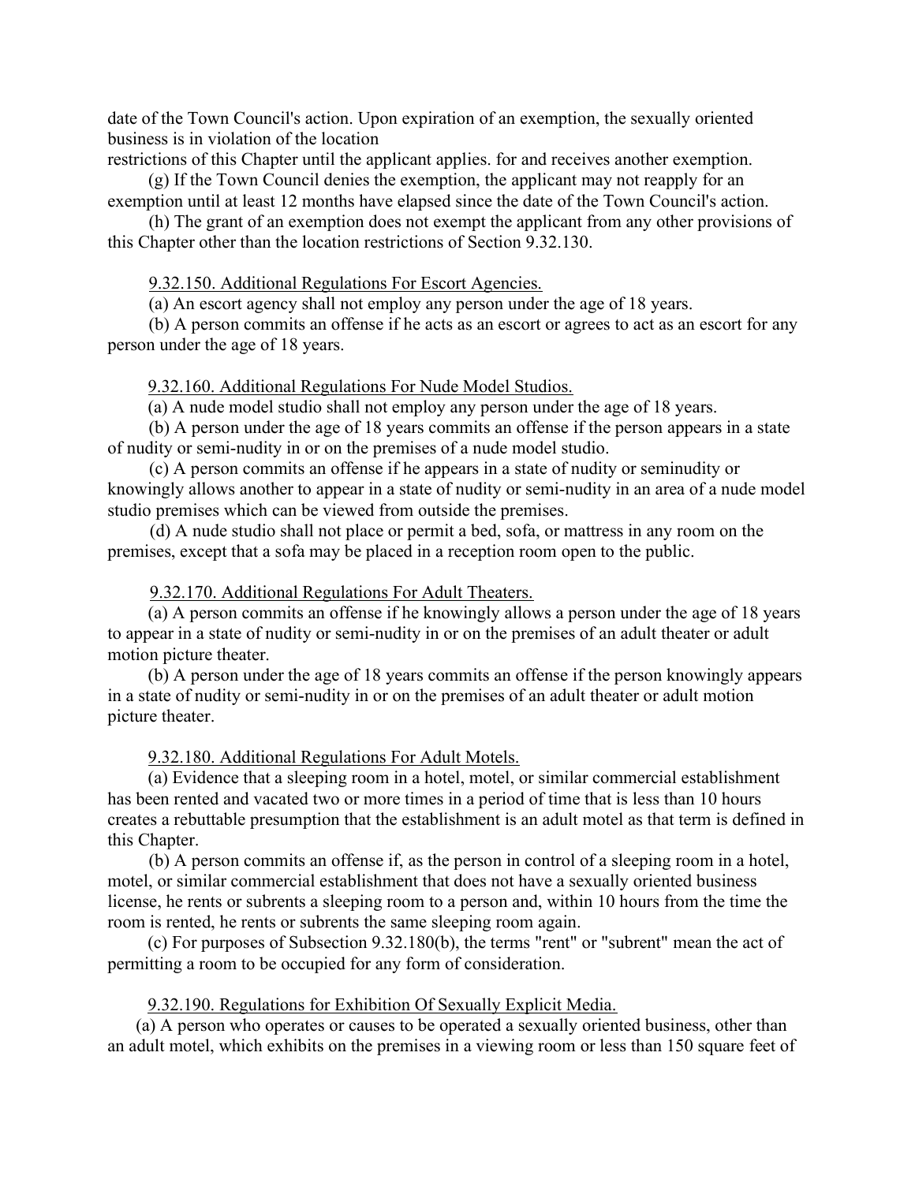date of the Town Council's action. Upon expiration of an exemption, the sexually oriented business is in violation of the location
restrictions of this Chapter until the applicant applies. for and receives another exemption.

(g) If the Town Council denies the exemption, the applicant may not reapply for an exemption until at least 12 months have elapsed since the date of the Town Council's action.

(h) The grant of an exemption does not exempt the applicant from any other provisions of this Chapter other than the location restrictions of Section 9.32.130.

9.32.150. Additional Regulations For Escort Agencies.

(a) An escort agency shall not employ any person under the age of 18 years.

(b) A person commits an offense if he acts as an escort or agrees to act as an escort for any person under the age of 18 years.

9.32.160. Additional Regulations For Nude Model Studios.

(a) A nude model studio shall not employ any person under the age of 18 years.

(b) A person under the age of 18 years commits an offense if the person appears in a state of nudity or semi-nudity in or on the premises of a nude model studio.

(c) A person commits an offense if he appears in a state of nudity or seminudity or knowingly allows another to appear in a state of nudity or semi-nudity in an area of a nude model studio premises which can be viewed from outside the premises.

(d) A nude studio shall not place or permit a bed, sofa, or mattress in any room on the premises, except that a sofa may be placed in a reception room open to the public.

9.32.170. Additional Regulations For Adult Theaters.

(a) A person commits an offense if he knowingly allows a person under the age of 18 years to appear in a state of nudity or semi-nudity in or on the premises of an adult theater or adult motion picture theater.

(b) A person under the age of 18 years commits an offense if the person knowingly appears in a state of nudity or semi-nudity in or on the premises of an adult theater or adult motion picture theater.

9.32.180. Additional Regulations For Adult Motels.

(a) Evidence that a sleeping room in a hotel, motel, or similar commercial establishment has been rented and vacated two or more times in a period of time that is less than 10 hours creates a rebuttable presumption that the establishment is an adult motel as that term is defined in this Chapter.

(b) A person commits an offense if, as the person in control of a sleeping room in a hotel, motel, or similar commercial establishment that does not have a sexually oriented business license, he rents or subrents a sleeping room to a person and, within 10 hours from the time the room is rented, he rents or subrents the same sleeping room again.

(c) For purposes of Subsection 9.32.180(b), the terms "rent" or "subrent" mean the act of permitting a room to be occupied for any form of consideration.

9.32.190. Regulations for Exhibition Of Sexually Explicit Media.

(a) A person who operates or causes to be operated a sexually oriented business, other than an adult motel, which exhibits on the premises in a viewing room or less than 150 square feet of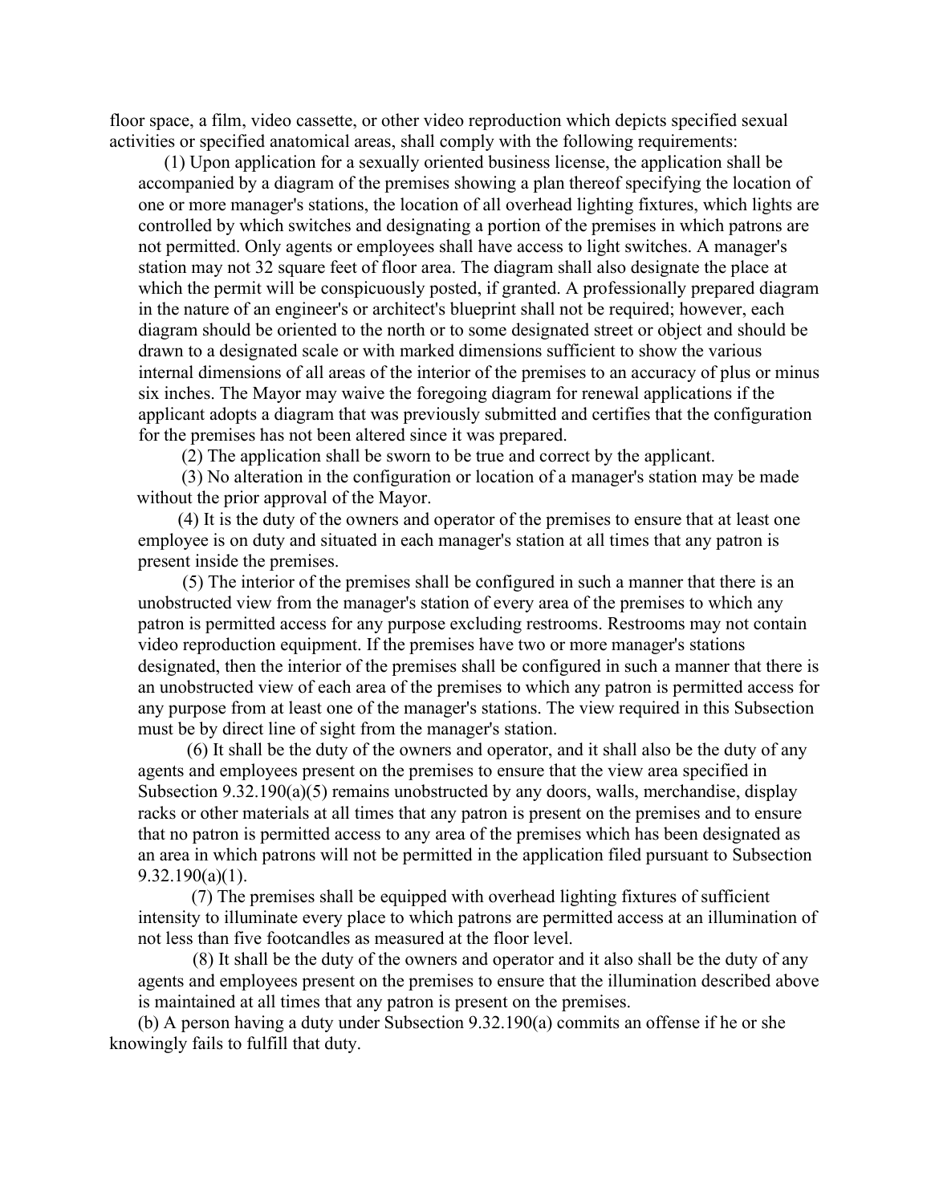floor space, a film, video cassette, or other video reproduction which depicts specified sexual activities or specified anatomical areas, shall comply with the following requirements:

(1) Upon application for a sexually oriented business license, the application shall be accompanied by a diagram of the premises showing a plan thereof specifying the location of one or more manager's stations, the location of all overhead lighting fixtures, which lights are controlled by which switches and designating a portion of the premises in which patrons are not permitted. Only agents or employees shall have access to light switches. A manager's station may not 32 square feet of floor area. The diagram shall also designate the place at which the permit will be conspicuously posted, if granted. A professionally prepared diagram in the nature of an engineer's or architect's blueprint shall not be required; however, each diagram should be oriented to the north or to some designated street or object and should be drawn to a designated scale or with marked dimensions sufficient to show the various internal dimensions of all areas of the interior of the premises to an accuracy of plus or minus six inches. The Mayor may waive the foregoing diagram for renewal applications if the applicant adopts a diagram that was previously submitted and certifies that the configuration for the premises has not been altered since it was prepared.

(2) The application shall be sworn to be true and correct by the applicant.

(3) No alteration in the configuration or location of a manager's station may be made without the prior approval of the Mayor.

(4) It is the duty of the owners and operator of the premises to ensure that at least one employee is on duty and situated in each manager's station at all times that any patron is present inside the premises.

(5) The interior of the premises shall be configured in such a manner that there is an unobstructed view from the manager's station of every area of the premises to which any patron is permitted access for any purpose excluding restrooms. Restrooms may not contain video reproduction equipment. If the premises have two or more manager's stations designated, then the interior of the premises shall be configured in such a manner that there is an unobstructed view of each area of the premises to which any patron is permitted access for any purpose from at least one of the manager's stations. The view required in this Subsection must be by direct line of sight from the manager's station.

(6) It shall be the duty of the owners and operator, and it shall also be the duty of any agents and employees present on the premises to ensure that the view area specified in Subsection 9.32.190(a)(5) remains unobstructed by any doors, walls, merchandise, display racks or other materials at all times that any patron is present on the premises and to ensure that no patron is permitted access to any area of the premises which has been designated as an area in which patrons will not be permitted in the application filed pursuant to Subsection 9.32.190(a)(1).

(7) The premises shall be equipped with overhead lighting fixtures of sufficient intensity to illuminate every place to which patrons are permitted access at an illumination of not less than five footcandles as measured at the floor level.

(8) It shall be the duty of the owners and operator and it also shall be the duty of any agents and employees present on the premises to ensure that the illumination described above is maintained at all times that any patron is present on the premises.

(b) A person having a duty under Subsection 9.32.190(a) commits an offense if he or she knowingly fails to fulfill that duty.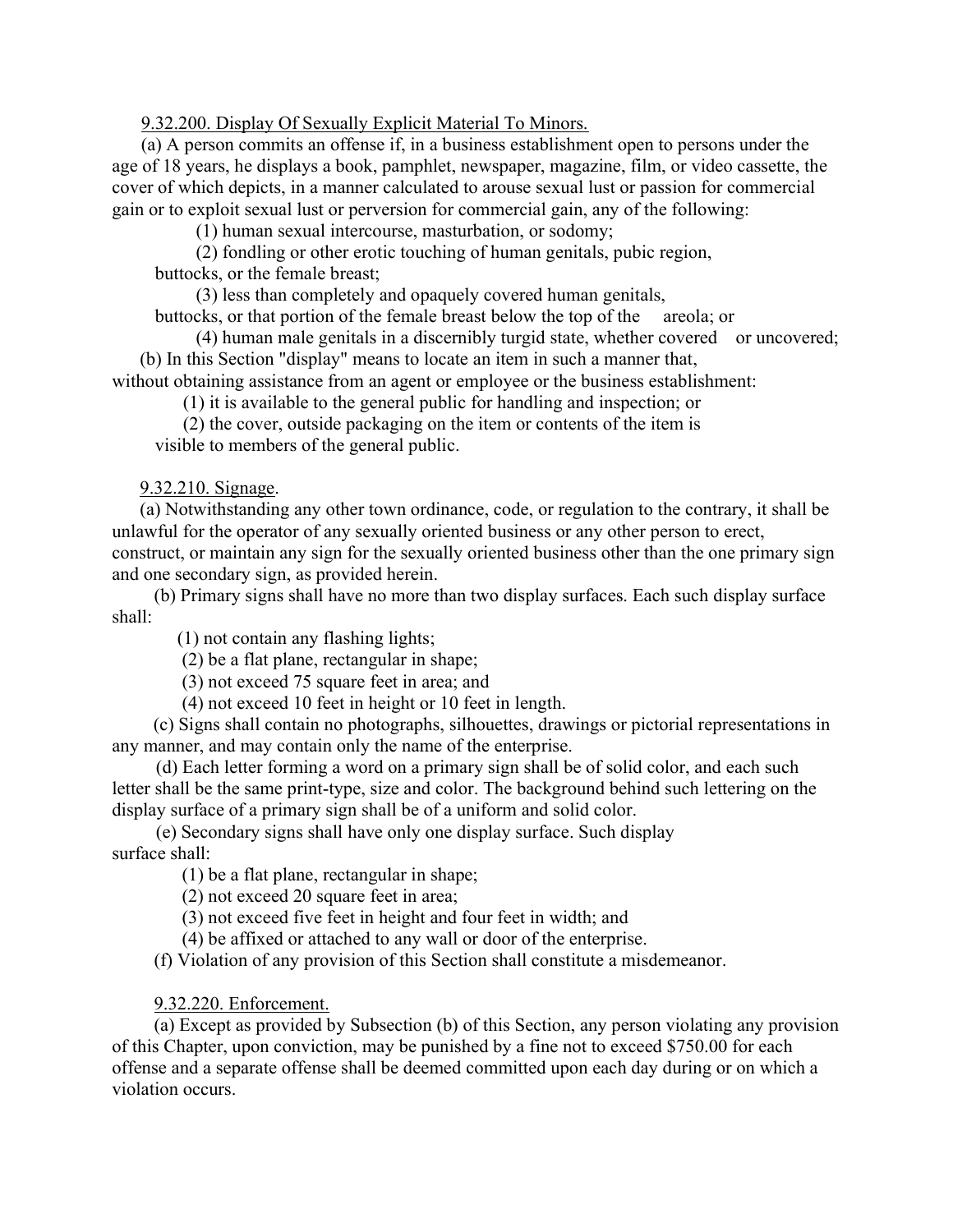9.32.200. Display Of Sexually Explicit Material To Minors.

(a) A person commits an offense if, in a business establishment open to persons under the age of 18 years, he displays a book, pamphlet, newspaper, magazine, film, or video cassette, the cover of which depicts, in a manner calculated to arouse sexual lust or passion for commercial gain or to exploit sexual lust or perversion for commercial gain, any of the following:

(1) human sexual intercourse, masturbation, or sodomy;

(2) fondling or other erotic touching of human genitals, pubic region, buttocks, or the female breast;

(3) less than completely and opaquely covered human genitals, buttocks, or that portion of the female breast below the top of the areola; or

(4) human male genitals in a discernibly turgid state, whether covered or uncovered;

(b) In this Section "display" means to locate an item in such a manner that, without obtaining assistance from an agent or employee or the business establishment:

(1) it is available to the general public for handling and inspection; or

(2) the cover, outside packaging on the item or contents of the item is visible to members of the general public.

9.32.210. Signage.

(a) Notwithstanding any other town ordinance, code, or regulation to the contrary, it shall be unlawful for the operator of any sexually oriented business or any other person to erect, construct, or maintain any sign for the sexually oriented business other than the one primary sign and one secondary sign, as provided herein.

(b) Primary signs shall have no more than two display surfaces. Each such display surface shall:

(1) not contain any flashing lights;

(2) be a flat plane, rectangular in shape;

(3) not exceed 75 square feet in area; and

(4) not exceed 10 feet in height or 10 feet in length.

(c) Signs shall contain no photographs, silhouettes, drawings or pictorial representations in any manner, and may contain only the name of the enterprise.

(d) Each letter forming a word on a primary sign shall be of solid color, and each such letter shall be the same print-type, size and color. The background behind such lettering on the display surface of a primary sign shall be of a uniform and solid color.

(e) Secondary signs shall have only one display surface. Such display surface shall:

(1) be a flat plane, rectangular in shape;

(2) not exceed 20 square feet in area;

(3) not exceed five feet in height and four feet in width; and

(4) be affixed or attached to any wall or door of the enterprise.

(f) Violation of any provision of this Section shall constitute a misdemeanor.

9.32.220. Enforcement.

(a) Except as provided by Subsection (b) of this Section, any person violating any provision of this Chapter, upon conviction, may be punished by a fine not to exceed $750.00 for each offense and a separate offense shall be deemed committed upon each day during or on which a violation occurs.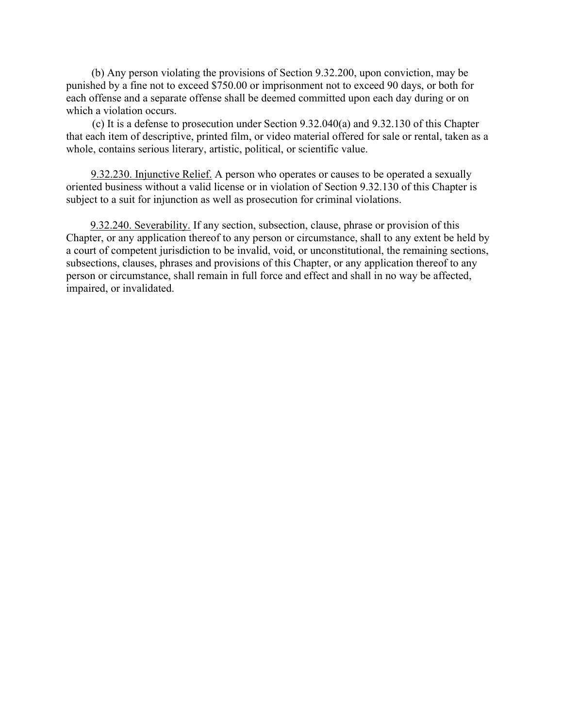(b) Any person violating the provisions of Section 9.32.200, upon conviction, may be punished by a fine not to exceed $750.00 or imprisonment not to exceed 90 days, or both for each offense and a separate offense shall be deemed committed upon each day during or on which a violation occurs.

(c) It is a defense to prosecution under Section 9.32.040(a) and 9.32.130 of this Chapter that each item of descriptive, printed film, or video material offered for sale or rental, taken as a whole, contains serious literary, artistic, political, or scientific value.

9.32.230. Injunctive Relief. A person who operates or causes to be operated a sexually oriented business without a valid license or in violation of Section 9.32.130 of this Chapter is subject to a suit for injunction as well as prosecution for criminal violations.

9.32.240. Severability. If any section, subsection, clause, phrase or provision of this Chapter, or any application thereof to any person or circumstance, shall to any extent be held by a court of competent jurisdiction to be invalid, void, or unconstitutional, the remaining sections, subsections, clauses, phrases and provisions of this Chapter, or any application thereof to any person or circumstance, shall remain in full force and effect and shall in no way be affected, impaired, or invalidated.